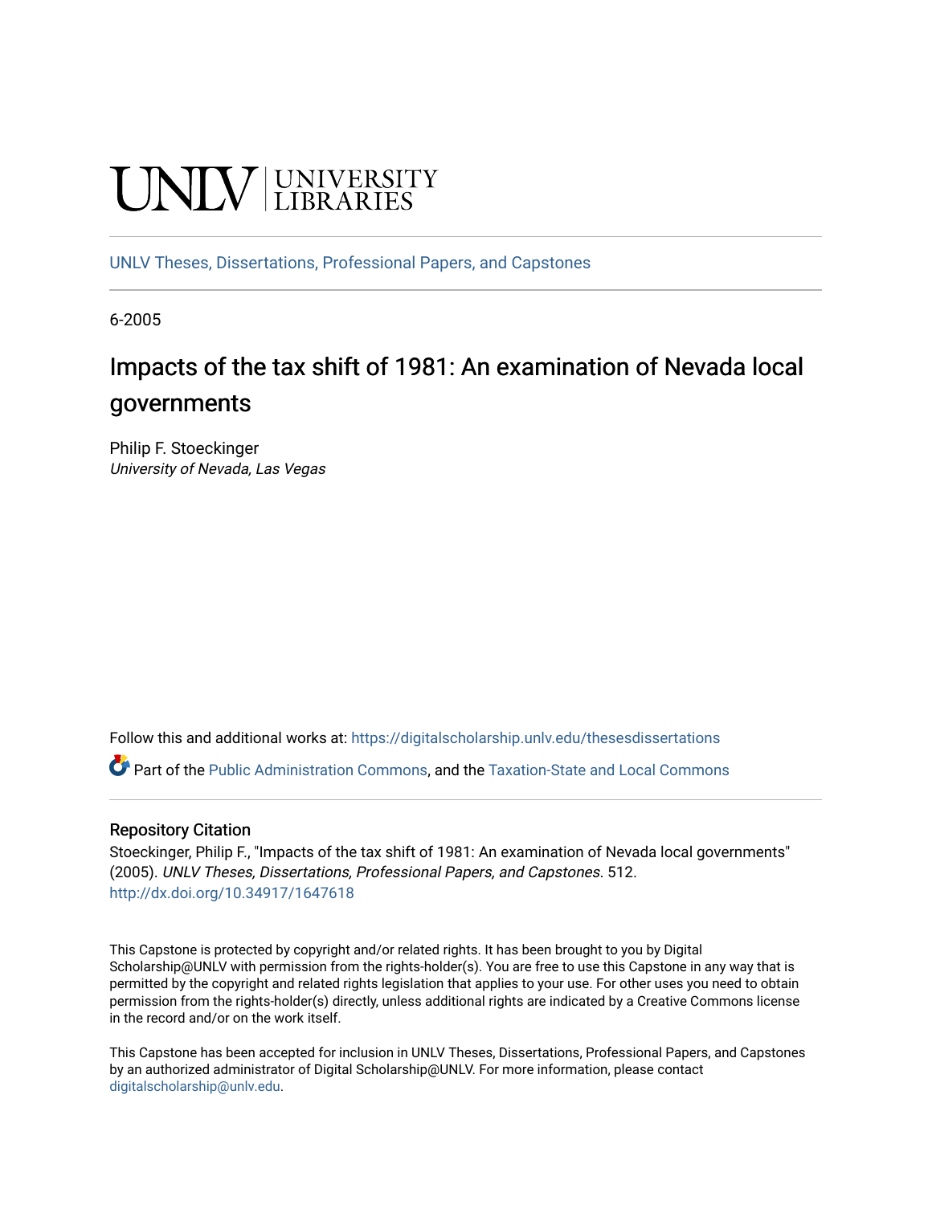UNLV | UNIVERSITY LIBRARIES

UNLV Theses, Dissertations, Professional Papers, and Capstones

6-2005

# Impacts of the tax shift of 1981: An examination of Nevada local governments

Philip F. Stoeckinger
*University of Nevada, Las Vegas*

Follow this and additional works at: https://digitalscholarship.unlv.edu/thesesdissertations

Part of the Public Administration Commons, and the Taxation-State and Local Commons

## Repository Citation

Stoeckinger, Philip F., "Impacts of the tax shift of 1981: An examination of Nevada local governments" (2005). *UNLV Theses, Dissertations, Professional Papers, and Capstones*. 512.
http://dx.doi.org/10.34917/1647618

This Capstone is protected by copyright and/or related rights. It has been brought to you by Digital Scholarship@UNLV with permission from the rights-holder(s). You are free to use this Capstone in any way that is permitted by the copyright and related rights legislation that applies to your use. For other uses you need to obtain permission from the rights-holder(s) directly, unless additional rights are indicated by a Creative Commons license in the record and/or on the work itself.

This Capstone has been accepted for inclusion in UNLV Theses, Dissertations, Professional Papers, and Capstones by an authorized administrator of Digital Scholarship@UNLV. For more information, please contact digitalscholarship@unlv.edu.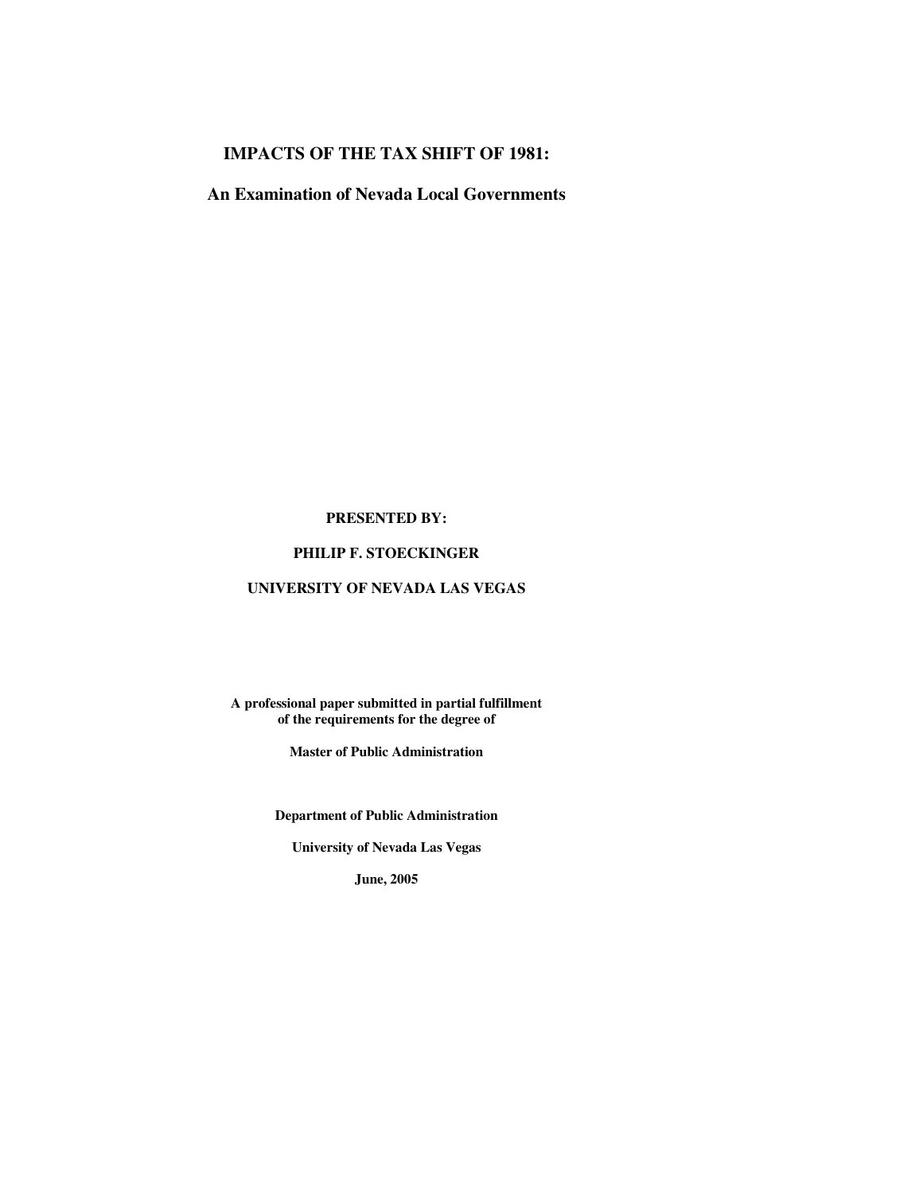# IMPACTS OF THE TAX SHIFT OF 1981:

## An Examination of Nevada Local Governments

**PRESENTED BY:**

**PHILIP F. STOECKINGER**

**UNIVERSITY OF NEVADA LAS VEGAS**

**A professional paper submitted in partial fulfillment of the requirements for the degree of**

**Master of Public Administration**

**Department of Public Administration**

**University of Nevada Las Vegas**

**June, 2005**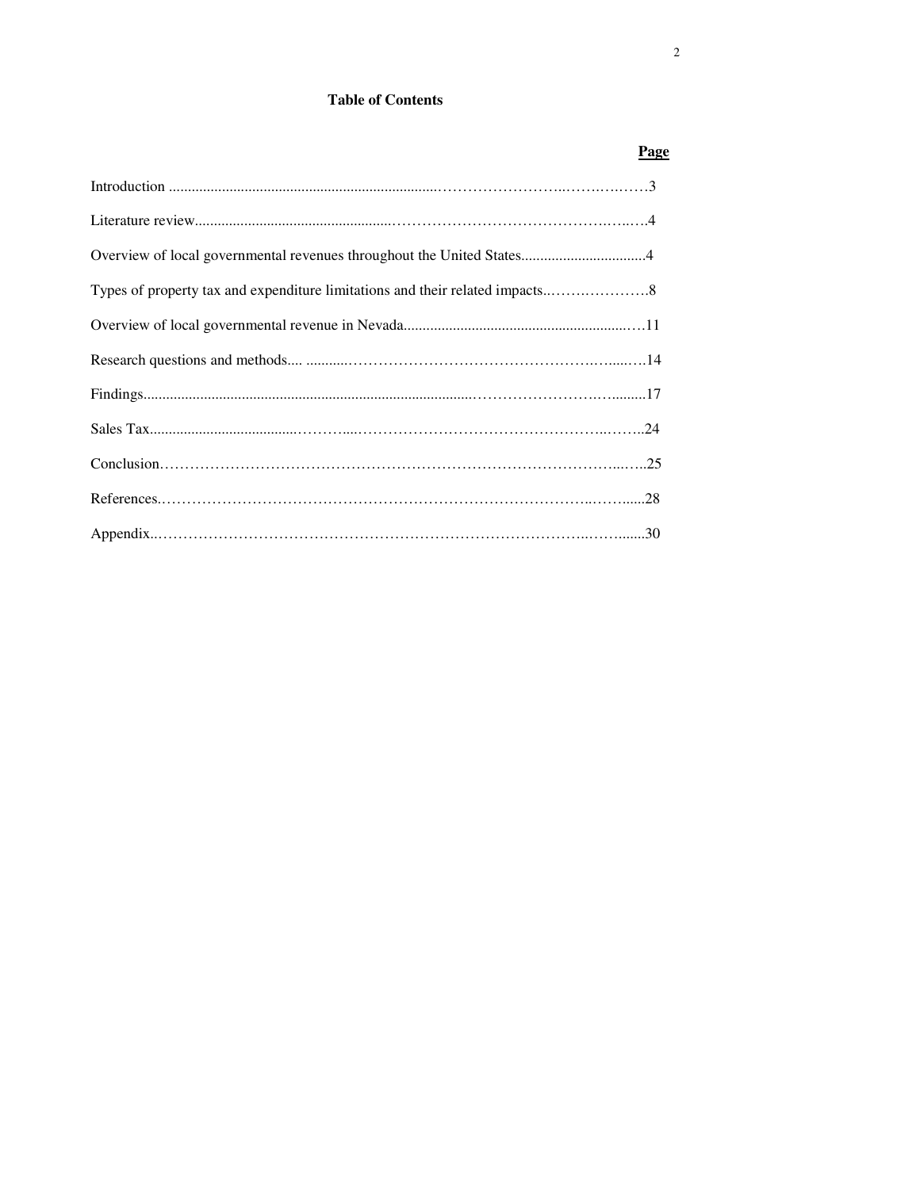**Table of Contents**

| | **Page** |
|---|---|
| Introduction | 3 |
| Literature review | 4 |
| Overview of local governmental revenues throughout the United States | 4 |
| Types of property tax and expenditure limitations and their related impacts | 8 |
| Overview of local governmental revenue in Nevada | 11 |
| Research questions and methods | 14 |
| Findings | 17 |
| Sales Tax | 24 |
| Conclusion | 25 |
| References | 28 |
| Appendix | 30 |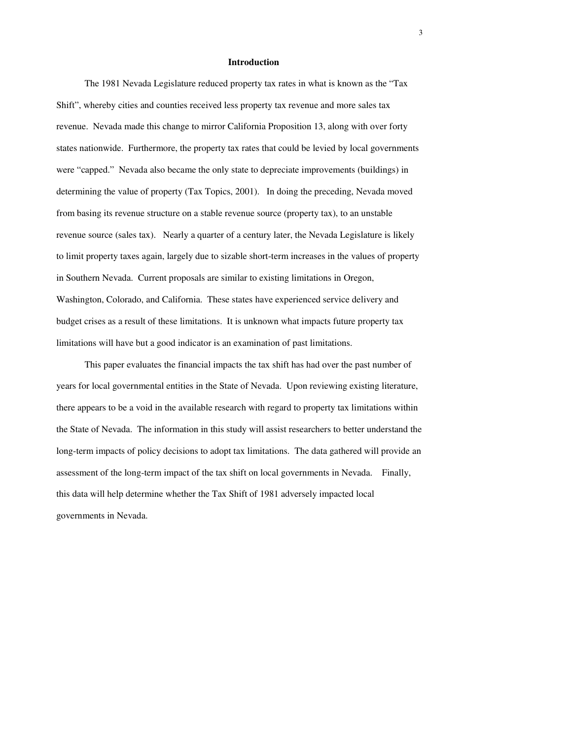## Introduction

The 1981 Nevada Legislature reduced property tax rates in what is known as the "Tax Shift", whereby cities and counties received less property tax revenue and more sales tax revenue. Nevada made this change to mirror California Proposition 13, along with over forty states nationwide. Furthermore, the property tax rates that could be levied by local governments were "capped." Nevada also became the only state to depreciate improvements (buildings) in determining the value of property (Tax Topics, 2001). In doing the preceding, Nevada moved from basing its revenue structure on a stable revenue source (property tax), to an unstable revenue source (sales tax). Nearly a quarter of a century later, the Nevada Legislature is likely to limit property taxes again, largely due to sizable short-term increases in the values of property in Southern Nevada. Current proposals are similar to existing limitations in Oregon, Washington, Colorado, and California. These states have experienced service delivery and budget crises as a result of these limitations. It is unknown what impacts future property tax limitations will have but a good indicator is an examination of past limitations.

This paper evaluates the financial impacts the tax shift has had over the past number of years for local governmental entities in the State of Nevada. Upon reviewing existing literature, there appears to be a void in the available research with regard to property tax limitations within the State of Nevada. The information in this study will assist researchers to better understand the long-term impacts of policy decisions to adopt tax limitations. The data gathered will provide an assessment of the long-term impact of the tax shift on local governments in Nevada. Finally, this data will help determine whether the Tax Shift of 1981 adversely impacted local governments in Nevada.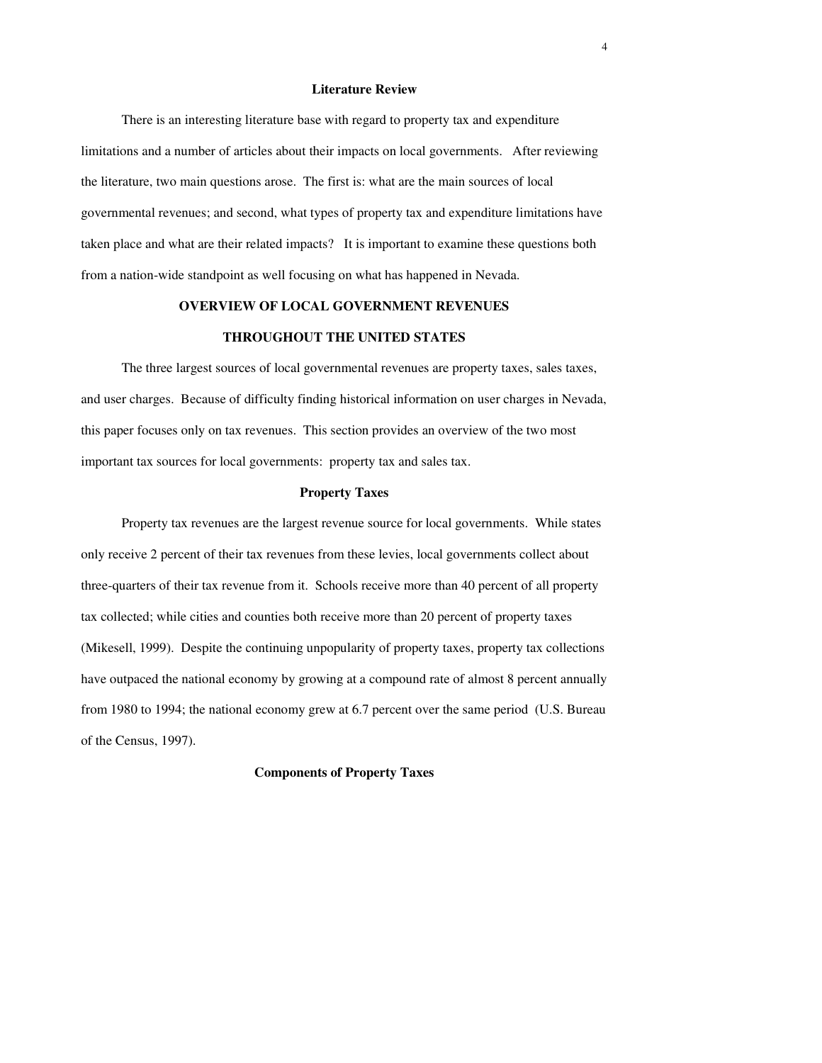## Literature Review

There is an interesting literature base with regard to property tax and expenditure limitations and a number of articles about their impacts on local governments. After reviewing the literature, two main questions arose. The first is: what are the main sources of local governmental revenues; and second, what types of property tax and expenditure limitations have taken place and what are their related impacts? It is important to examine these questions both from a nation-wide standpoint as well focusing on what has happened in Nevada.

## OVERVIEW OF LOCAL GOVERNMENT REVENUES THROUGHOUT THE UNITED STATES

The three largest sources of local governmental revenues are property taxes, sales taxes, and user charges. Because of difficulty finding historical information on user charges in Nevada, this paper focuses only on tax revenues. This section provides an overview of the two most important tax sources for local governments: property tax and sales tax.

### Property Taxes

Property tax revenues are the largest revenue source for local governments. While states only receive 2 percent of their tax revenues from these levies, local governments collect about three-quarters of their tax revenue from it. Schools receive more than 40 percent of all property tax collected; while cities and counties both receive more than 20 percent of property taxes (Mikesell, 1999). Despite the continuing unpopularity of property taxes, property tax collections have outpaced the national economy by growing at a compound rate of almost 8 percent annually from 1980 to 1994; the national economy grew at 6.7 percent over the same period (U.S. Bureau of the Census, 1997).

### Components of Property Taxes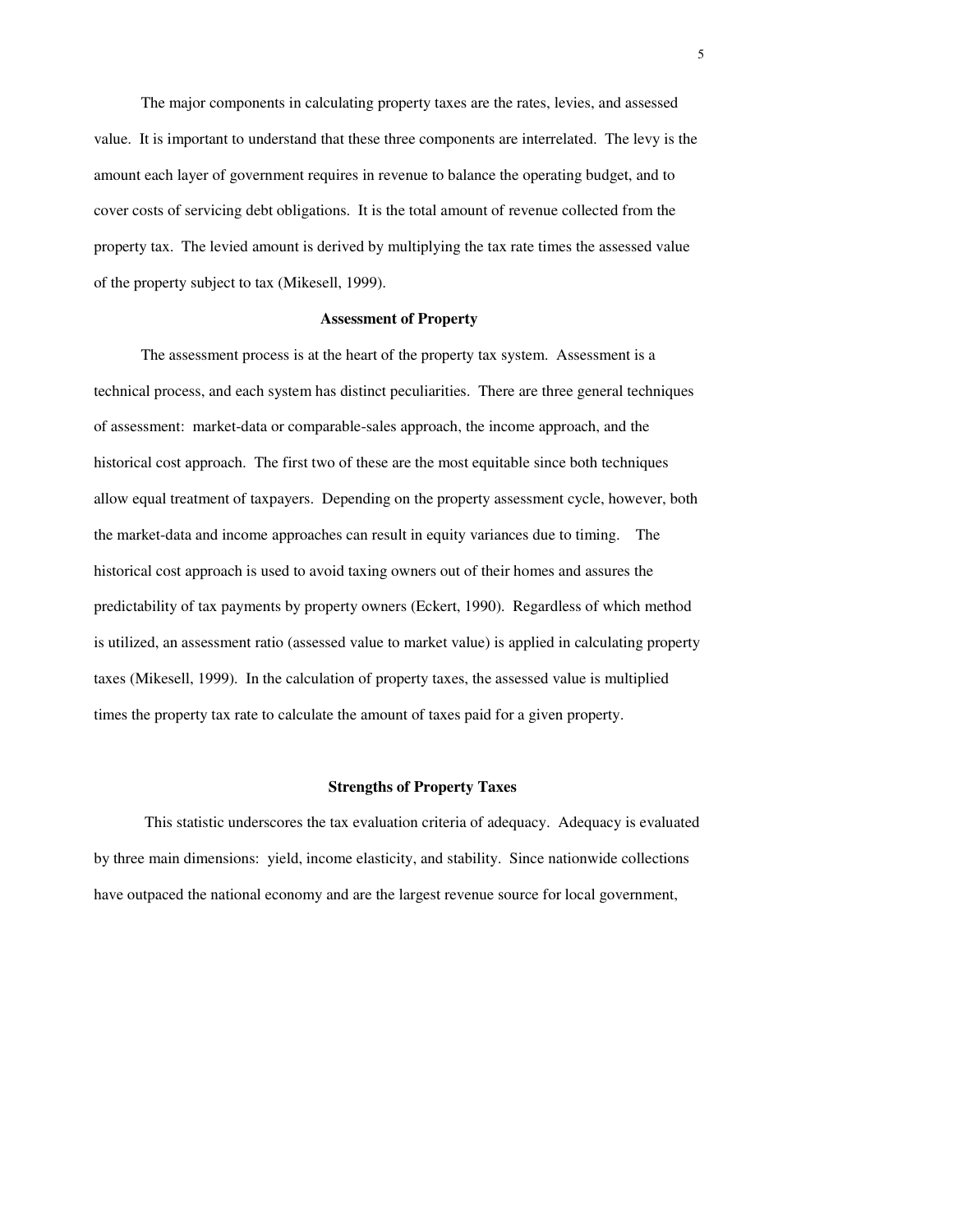The major components in calculating property taxes are the rates, levies, and assessed value. It is important to understand that these three components are interrelated. The levy is the amount each layer of government requires in revenue to balance the operating budget, and to cover costs of servicing debt obligations. It is the total amount of revenue collected from the property tax. The levied amount is derived by multiplying the tax rate times the assessed value of the property subject to tax (Mikesell, 1999).

### Assessment of Property

The assessment process is at the heart of the property tax system. Assessment is a technical process, and each system has distinct peculiarities. There are three general techniques of assessment: market-data or comparable-sales approach, the income approach, and the historical cost approach. The first two of these are the most equitable since both techniques allow equal treatment of taxpayers. Depending on the property assessment cycle, however, both the market-data and income approaches can result in equity variances due to timing. The historical cost approach is used to avoid taxing owners out of their homes and assures the predictability of tax payments by property owners (Eckert, 1990). Regardless of which method is utilized, an assessment ratio (assessed value to market value) is applied in calculating property taxes (Mikesell, 1999). In the calculation of property taxes, the assessed value is multiplied times the property tax rate to calculate the amount of taxes paid for a given property.

### Strengths of Property Taxes

This statistic underscores the tax evaluation criteria of adequacy. Adequacy is evaluated by three main dimensions: yield, income elasticity, and stability. Since nationwide collections have outpaced the national economy and are the largest revenue source for local government,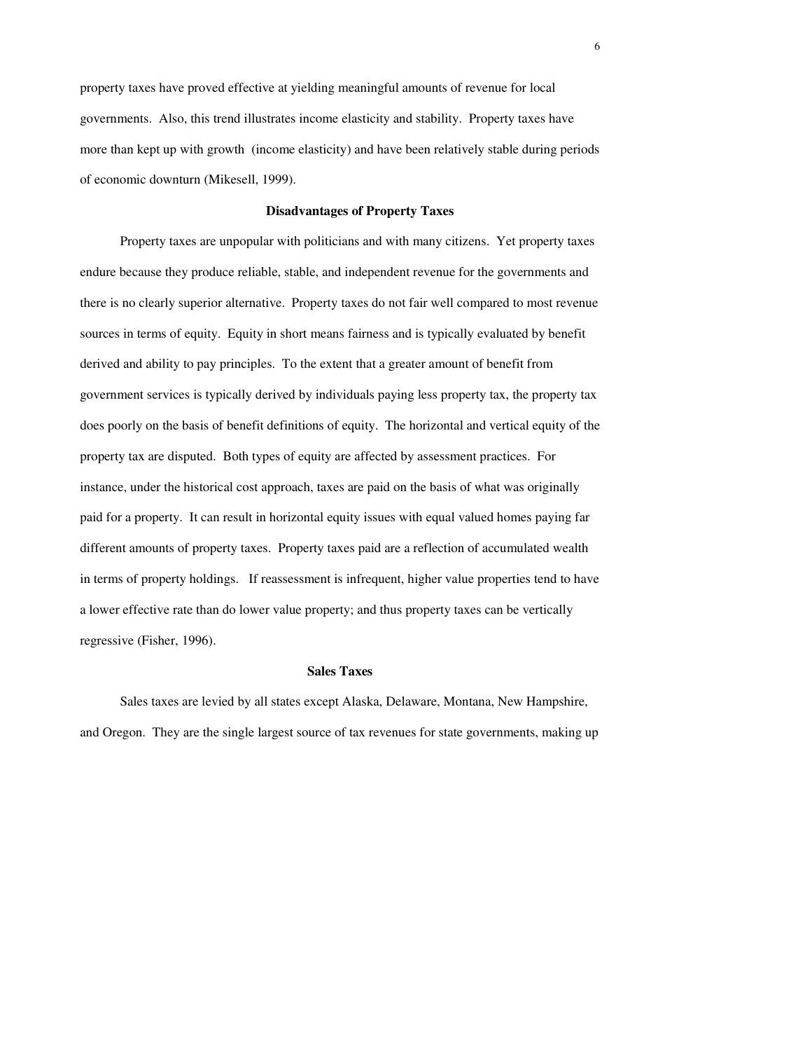property taxes have proved effective at yielding meaningful amounts of revenue for local governments. Also, this trend illustrates income elasticity and stability. Property taxes have more than kept up with growth (income elasticity) and have been relatively stable during periods of economic downturn (Mikesell, 1999).

### Disadvantages of Property Taxes

Property taxes are unpopular with politicians and with many citizens. Yet property taxes endure because they produce reliable, stable, and independent revenue for the governments and there is no clearly superior alternative. Property taxes do not fair well compared to most revenue sources in terms of equity. Equity in short means fairness and is typically evaluated by benefit derived and ability to pay principles. To the extent that a greater amount of benefit from government services is typically derived by individuals paying less property tax, the property tax does poorly on the basis of benefit definitions of equity. The horizontal and vertical equity of the property tax are disputed. Both types of equity are affected by assessment practices. For instance, under the historical cost approach, taxes are paid on the basis of what was originally paid for a property. It can result in horizontal equity issues with equal valued homes paying far different amounts of property taxes. Property taxes paid are a reflection of accumulated wealth in terms of property holdings. If reassessment is infrequent, higher value properties tend to have a lower effective rate than do lower value property; and thus property taxes can be vertically regressive (Fisher, 1996).

### Sales Taxes

Sales taxes are levied by all states except Alaska, Delaware, Montana, New Hampshire, and Oregon. They are the single largest source of tax revenues for state governments, making up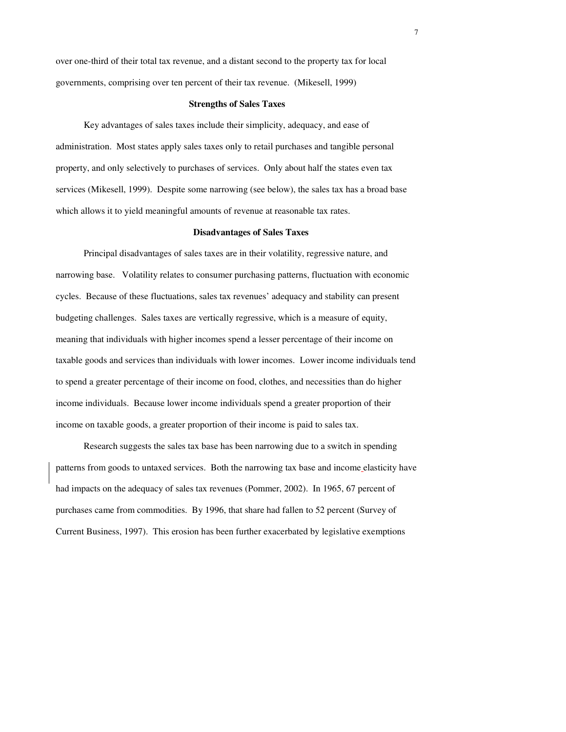over one-third of their total tax revenue, and a distant second to the property tax for local governments, comprising over ten percent of their tax revenue. (Mikesell, 1999)

**Strengths of Sales Taxes**

Key advantages of sales taxes include their simplicity, adequacy, and ease of administration. Most states apply sales taxes only to retail purchases and tangible personal property, and only selectively to purchases of services. Only about half the states even tax services (Mikesell, 1999). Despite some narrowing (see below), the sales tax has a broad base which allows it to yield meaningful amounts of revenue at reasonable tax rates.

**Disadvantages of Sales Taxes**

Principal disadvantages of sales taxes are in their volatility, regressive nature, and narrowing base. Volatility relates to consumer purchasing patterns, fluctuation with economic cycles. Because of these fluctuations, sales tax revenues' adequacy and stability can present budgeting challenges. Sales taxes are vertically regressive, which is a measure of equity, meaning that individuals with higher incomes spend a lesser percentage of their income on taxable goods and services than individuals with lower incomes. Lower income individuals tend to spend a greater percentage of their income on food, clothes, and necessities than do higher income individuals. Because lower income individuals spend a greater proportion of their income on taxable goods, a greater proportion of their income is paid to sales tax.

Research suggests the sales tax base has been narrowing due to a switch in spending patterns from goods to untaxed services. Both the narrowing tax base and income elasticity have had impacts on the adequacy of sales tax revenues (Pommer, 2002). In 1965, 67 percent of purchases came from commodities. By 1996, that share had fallen to 52 percent (Survey of Current Business, 1997). This erosion has been further exacerbated by legislative exemptions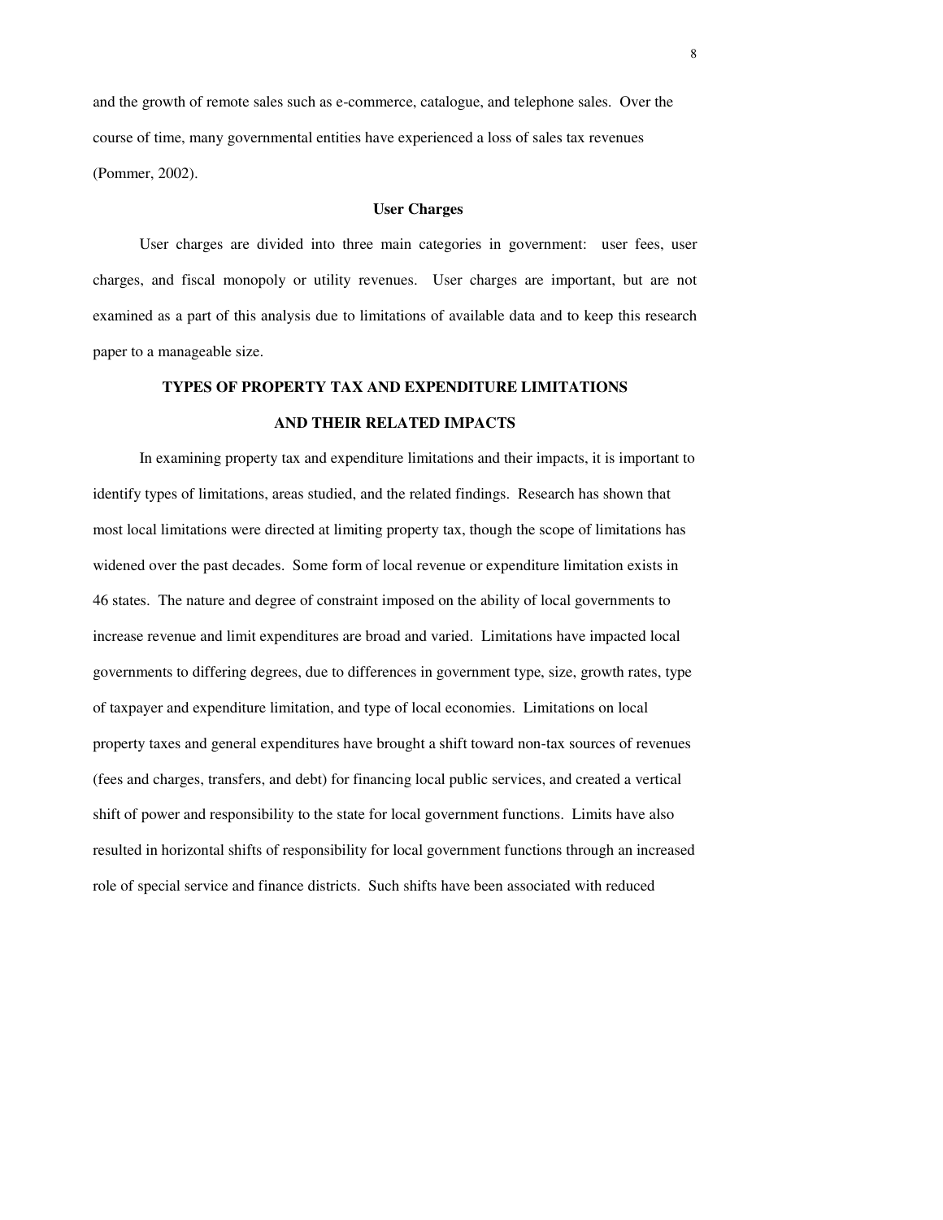and the growth of remote sales such as e-commerce, catalogue, and telephone sales. Over the course of time, many governmental entities have experienced a loss of sales tax revenues (Pommer, 2002).

### User Charges

User charges are divided into three main categories in government: user fees, user charges, and fiscal monopoly or utility revenues. User charges are important, but are not examined as a part of this analysis due to limitations of available data and to keep this research paper to a manageable size.

## TYPES OF PROPERTY TAX AND EXPENDITURE LIMITATIONS AND THEIR RELATED IMPACTS

In examining property tax and expenditure limitations and their impacts, it is important to identify types of limitations, areas studied, and the related findings. Research has shown that most local limitations were directed at limiting property tax, though the scope of limitations has widened over the past decades. Some form of local revenue or expenditure limitation exists in 46 states. The nature and degree of constraint imposed on the ability of local governments to increase revenue and limit expenditures are broad and varied. Limitations have impacted local governments to differing degrees, due to differences in government type, size, growth rates, type of taxpayer and expenditure limitation, and type of local economies. Limitations on local property taxes and general expenditures have brought a shift toward non-tax sources of revenues (fees and charges, transfers, and debt) for financing local public services, and created a vertical shift of power and responsibility to the state for local government functions. Limits have also resulted in horizontal shifts of responsibility for local government functions through an increased role of special service and finance districts. Such shifts have been associated with reduced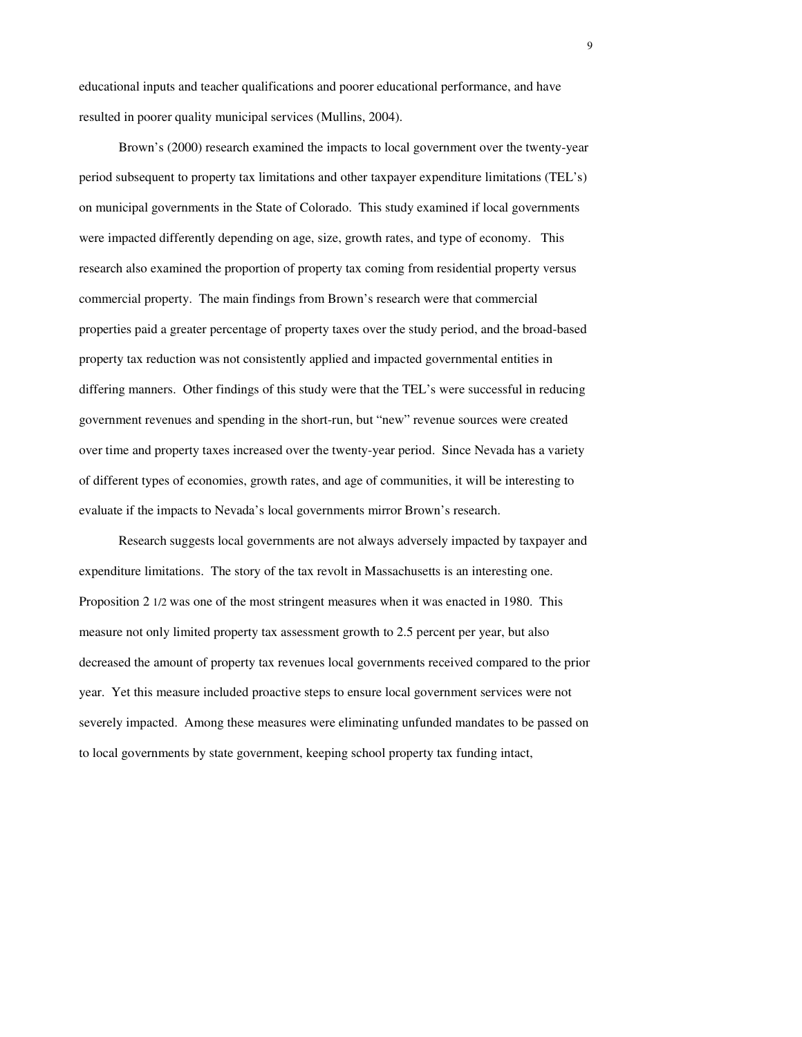educational inputs and teacher qualifications and poorer educational performance, and have resulted in poorer quality municipal services (Mullins, 2004).

Brown's (2000) research examined the impacts to local government over the twenty-year period subsequent to property tax limitations and other taxpayer expenditure limitations (TEL's) on municipal governments in the State of Colorado. This study examined if local governments were impacted differently depending on age, size, growth rates, and type of economy. This research also examined the proportion of property tax coming from residential property versus commercial property. The main findings from Brown's research were that commercial properties paid a greater percentage of property taxes over the study period, and the broad-based property tax reduction was not consistently applied and impacted governmental entities in differing manners. Other findings of this study were that the TEL's were successful in reducing government revenues and spending in the short-run, but "new" revenue sources were created over time and property taxes increased over the twenty-year period. Since Nevada has a variety of different types of economies, growth rates, and age of communities, it will be interesting to evaluate if the impacts to Nevada's local governments mirror Brown's research.

Research suggests local governments are not always adversely impacted by taxpayer and expenditure limitations. The story of the tax revolt in Massachusetts is an interesting one. Proposition 2 1/2 was one of the most stringent measures when it was enacted in 1980. This measure not only limited property tax assessment growth to 2.5 percent per year, but also decreased the amount of property tax revenues local governments received compared to the prior year. Yet this measure included proactive steps to ensure local government services were not severely impacted. Among these measures were eliminating unfunded mandates to be passed on to local governments by state government, keeping school property tax funding intact,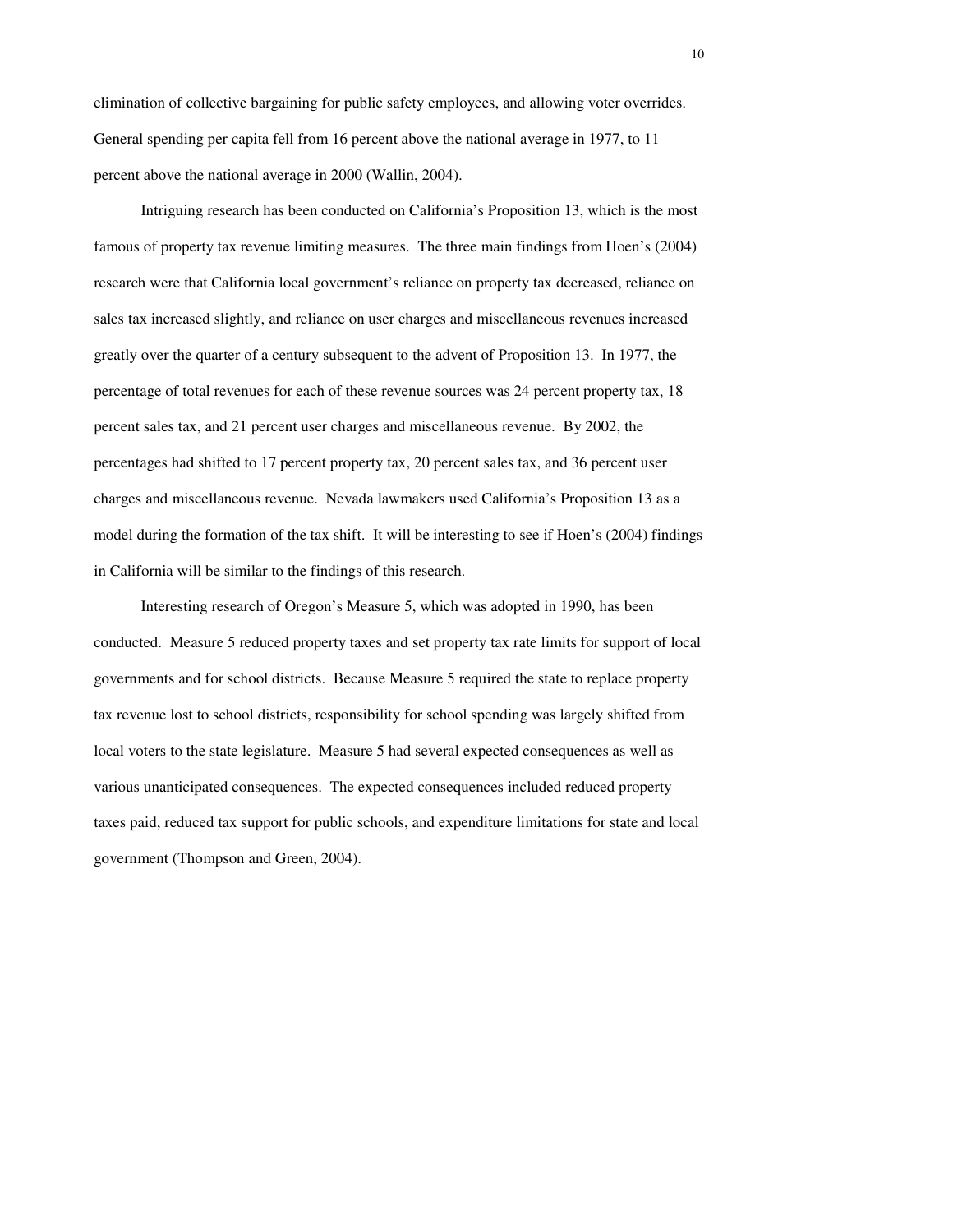elimination of collective bargaining for public safety employees, and allowing voter overrides. General spending per capita fell from 16 percent above the national average in 1977, to 11 percent above the national average in 2000 (Wallin, 2004).

Intriguing research has been conducted on California's Proposition 13, which is the most famous of property tax revenue limiting measures. The three main findings from Hoen's (2004) research were that California local government's reliance on property tax decreased, reliance on sales tax increased slightly, and reliance on user charges and miscellaneous revenues increased greatly over the quarter of a century subsequent to the advent of Proposition 13. In 1977, the percentage of total revenues for each of these revenue sources was 24 percent property tax, 18 percent sales tax, and 21 percent user charges and miscellaneous revenue. By 2002, the percentages had shifted to 17 percent property tax, 20 percent sales tax, and 36 percent user charges and miscellaneous revenue. Nevada lawmakers used California's Proposition 13 as a model during the formation of the tax shift. It will be interesting to see if Hoen's (2004) findings in California will be similar to the findings of this research.

Interesting research of Oregon's Measure 5, which was adopted in 1990, has been conducted. Measure 5 reduced property taxes and set property tax rate limits for support of local governments and for school districts. Because Measure 5 required the state to replace property tax revenue lost to school districts, responsibility for school spending was largely shifted from local voters to the state legislature. Measure 5 had several expected consequences as well as various unanticipated consequences. The expected consequences included reduced property taxes paid, reduced tax support for public schools, and expenditure limitations for state and local government (Thompson and Green, 2004).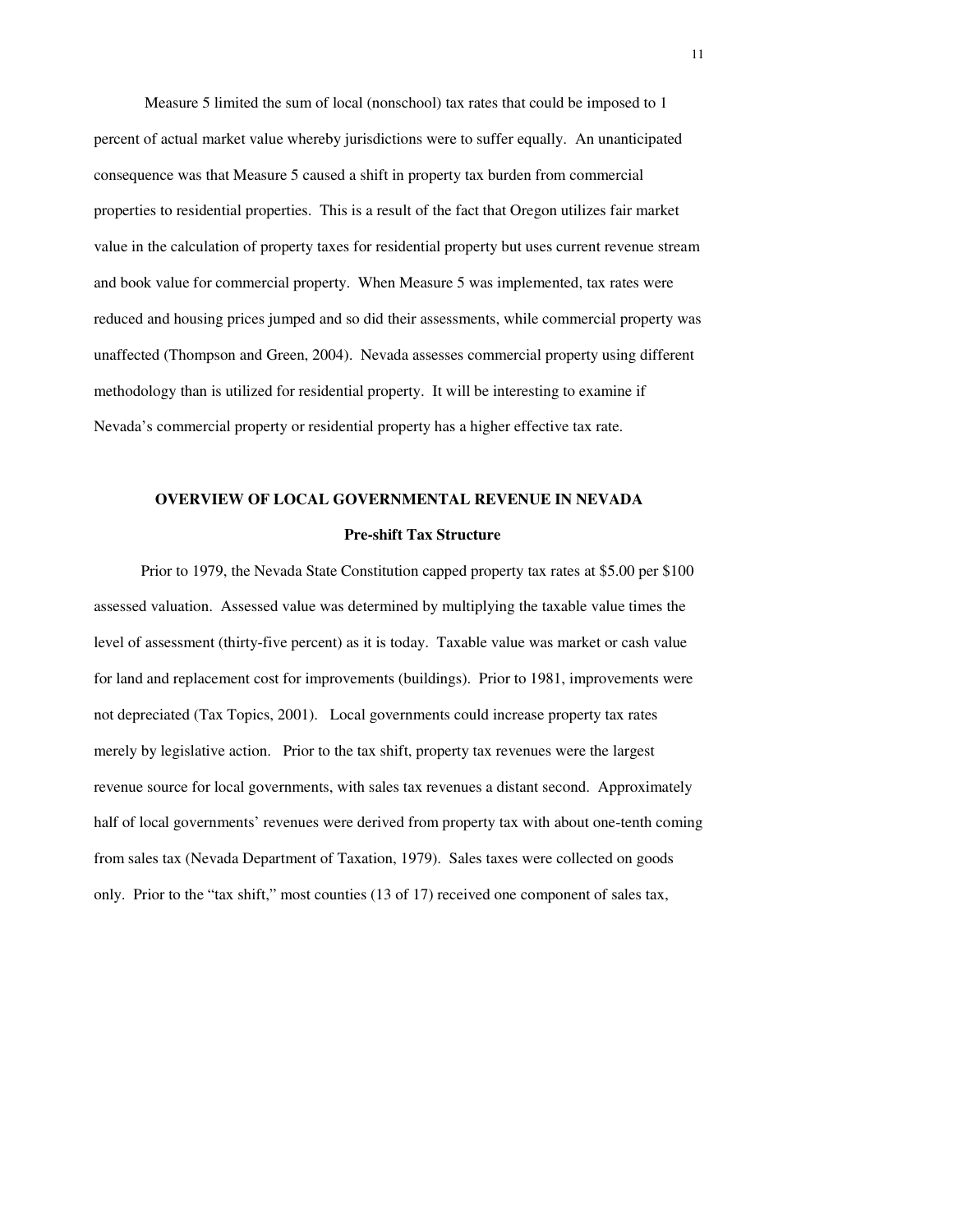Measure 5 limited the sum of local (nonschool) tax rates that could be imposed to 1 percent of actual market value whereby jurisdictions were to suffer equally. An unanticipated consequence was that Measure 5 caused a shift in property tax burden from commercial properties to residential properties. This is a result of the fact that Oregon utilizes fair market value in the calculation of property taxes for residential property but uses current revenue stream and book value for commercial property. When Measure 5 was implemented, tax rates were reduced and housing prices jumped and so did their assessments, while commercial property was unaffected (Thompson and Green, 2004). Nevada assesses commercial property using different methodology than is utilized for residential property. It will be interesting to examine if Nevada's commercial property or residential property has a higher effective tax rate.

## OVERVIEW OF LOCAL GOVERNMENTAL REVENUE IN NEVADA

### Pre-shift Tax Structure

Prior to 1979, the Nevada State Constitution capped property tax rates at $5.00 per $100 assessed valuation. Assessed value was determined by multiplying the taxable value times the level of assessment (thirty-five percent) as it is today. Taxable value was market or cash value for land and replacement cost for improvements (buildings). Prior to 1981, improvements were not depreciated (Tax Topics, 2001). Local governments could increase property tax rates merely by legislative action. Prior to the tax shift, property tax revenues were the largest revenue source for local governments, with sales tax revenues a distant second. Approximately half of local governments' revenues were derived from property tax with about one-tenth coming from sales tax (Nevada Department of Taxation, 1979). Sales taxes were collected on goods only. Prior to the "tax shift," most counties (13 of 17) received one component of sales tax,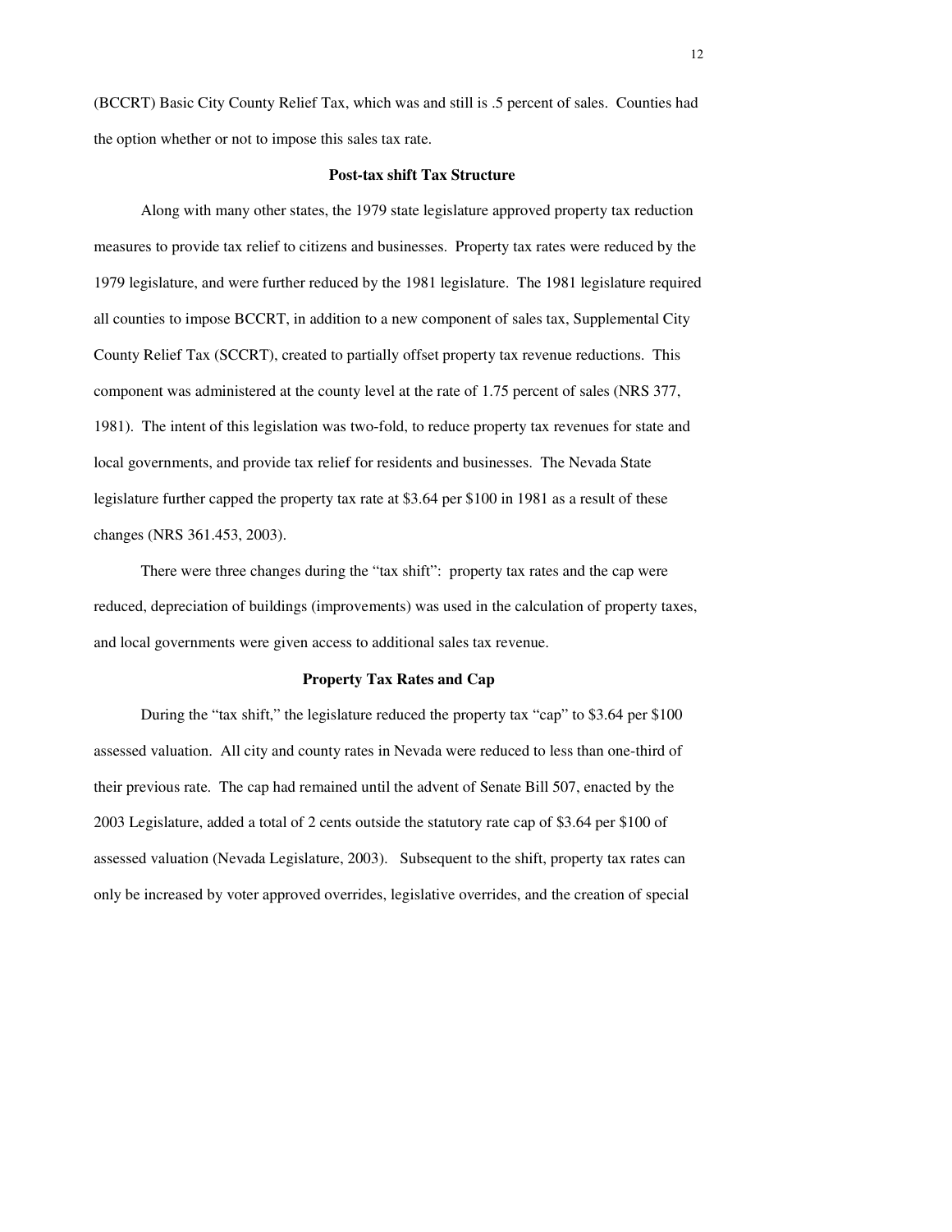(BCCRT) Basic City County Relief Tax, which was and still is .5 percent of sales. Counties had the option whether or not to impose this sales tax rate.

### Post-tax shift Tax Structure

Along with many other states, the 1979 state legislature approved property tax reduction measures to provide tax relief to citizens and businesses. Property tax rates were reduced by the 1979 legislature, and were further reduced by the 1981 legislature. The 1981 legislature required all counties to impose BCCRT, in addition to a new component of sales tax, Supplemental City County Relief Tax (SCCRT), created to partially offset property tax revenue reductions. This component was administered at the county level at the rate of 1.75 percent of sales (NRS 377, 1981). The intent of this legislation was two-fold, to reduce property tax revenues for state and local governments, and provide tax relief for residents and businesses. The Nevada State legislature further capped the property tax rate at $3.64 per $100 in 1981 as a result of these changes (NRS 361.453, 2003).

There were three changes during the "tax shift": property tax rates and the cap were reduced, depreciation of buildings (improvements) was used in the calculation of property taxes, and local governments were given access to additional sales tax revenue.

### Property Tax Rates and Cap

During the "tax shift," the legislature reduced the property tax "cap" to $3.64 per $100 assessed valuation. All city and county rates in Nevada were reduced to less than one-third of their previous rate. The cap had remained until the advent of Senate Bill 507, enacted by the 2003 Legislature, added a total of 2 cents outside the statutory rate cap of $3.64 per $100 of assessed valuation (Nevada Legislature, 2003). Subsequent to the shift, property tax rates can only be increased by voter approved overrides, legislative overrides, and the creation of special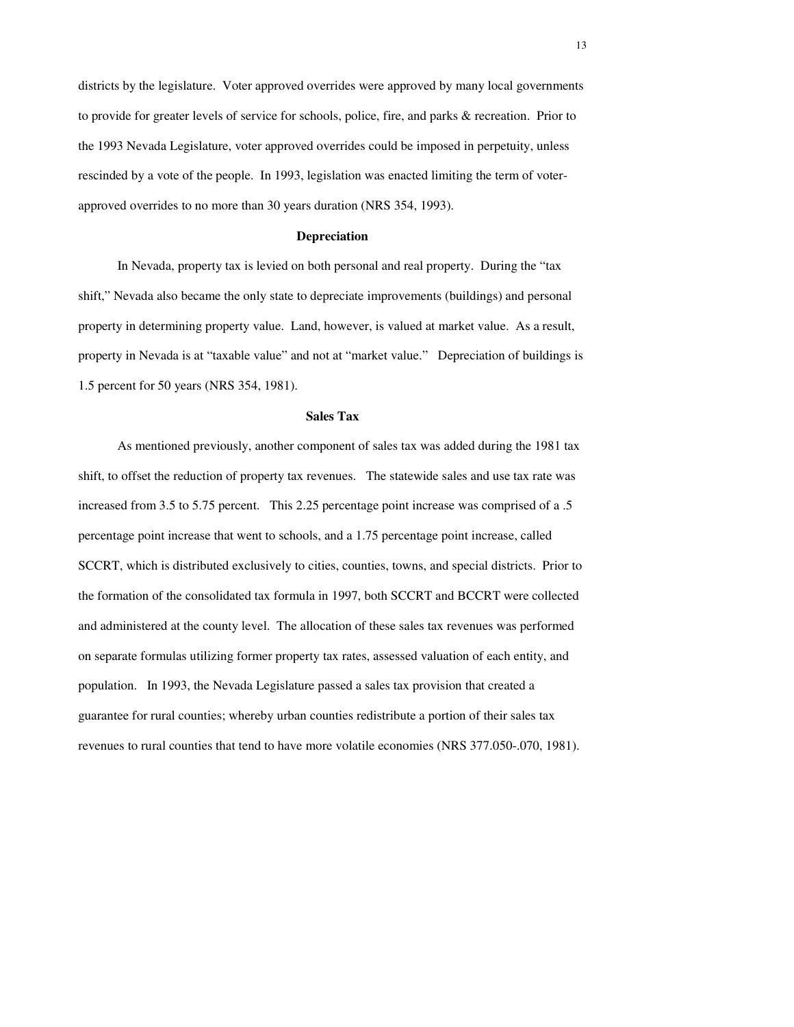districts by the legislature. Voter approved overrides were approved by many local governments to provide for greater levels of service for schools, police, fire, and parks & recreation. Prior to the 1993 Nevada Legislature, voter approved overrides could be imposed in perpetuity, unless rescinded by a vote of the people. In 1993, legislation was enacted limiting the term of voter-approved overrides to no more than 30 years duration (NRS 354, 1993).

### Depreciation

In Nevada, property tax is levied on both personal and real property. During the "tax shift," Nevada also became the only state to depreciate improvements (buildings) and personal property in determining property value. Land, however, is valued at market value. As a result, property in Nevada is at "taxable value" and not at "market value." Depreciation of buildings is 1.5 percent for 50 years (NRS 354, 1981).

### Sales Tax

As mentioned previously, another component of sales tax was added during the 1981 tax shift, to offset the reduction of property tax revenues. The statewide sales and use tax rate was increased from 3.5 to 5.75 percent. This 2.25 percentage point increase was comprised of a .5 percentage point increase that went to schools, and a 1.75 percentage point increase, called SCCRT, which is distributed exclusively to cities, counties, towns, and special districts. Prior to the formation of the consolidated tax formula in 1997, both SCCRT and BCCRT were collected and administered at the county level. The allocation of these sales tax revenues was performed on separate formulas utilizing former property tax rates, assessed valuation of each entity, and population. In 1993, the Nevada Legislature passed a sales tax provision that created a guarantee for rural counties; whereby urban counties redistribute a portion of their sales tax revenues to rural counties that tend to have more volatile economies (NRS 377.050-.070, 1981).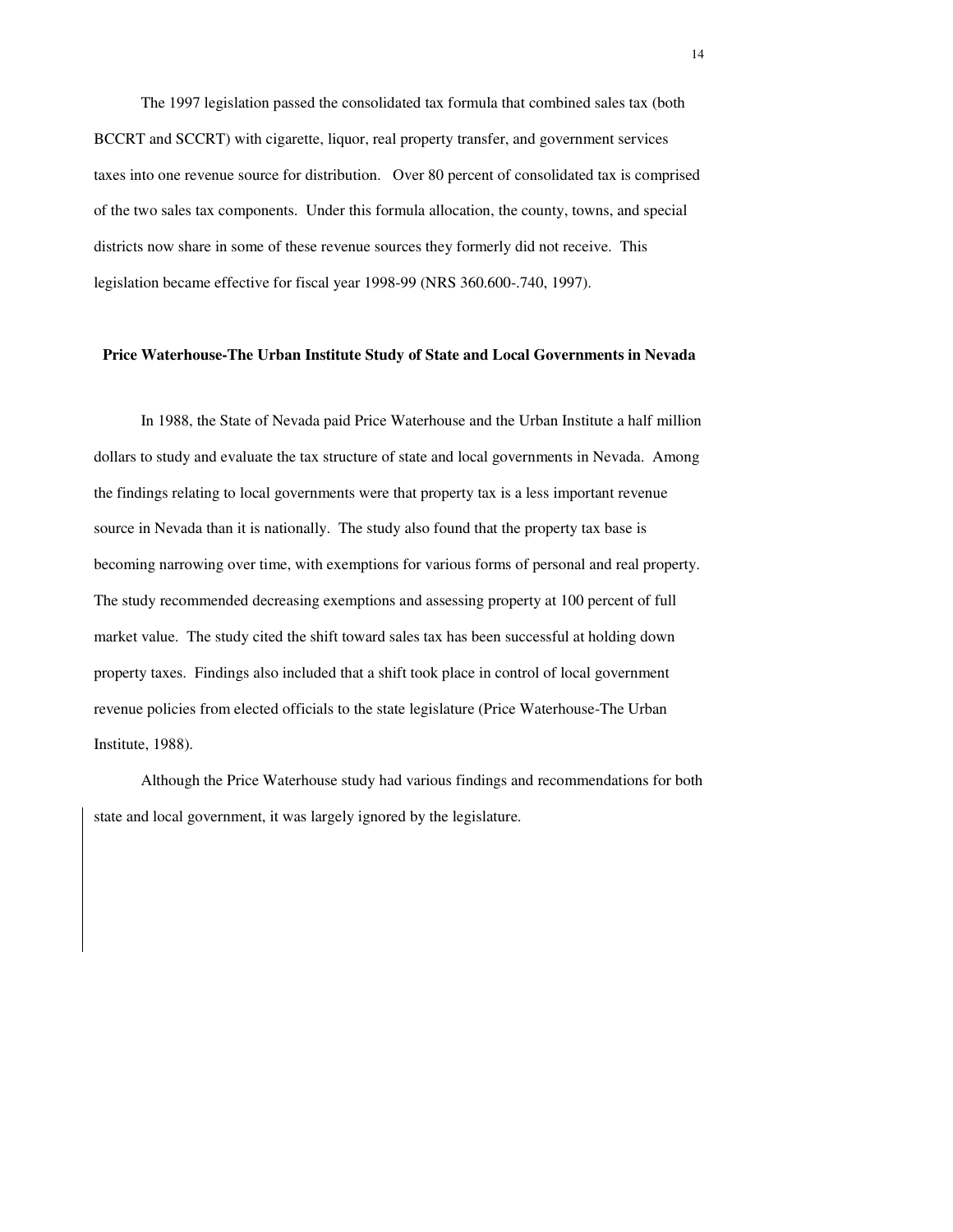The 1997 legislation passed the consolidated tax formula that combined sales tax (both BCCRT and SCCRT) with cigarette, liquor, real property transfer, and government services taxes into one revenue source for distribution. Over 80 percent of consolidated tax is comprised of the two sales tax components. Under this formula allocation, the county, towns, and special districts now share in some of these revenue sources they formerly did not receive. This legislation became effective for fiscal year 1998-99 (NRS 360.600-.740, 1997).

## Price Waterhouse-The Urban Institute Study of State and Local Governments in Nevada

In 1988, the State of Nevada paid Price Waterhouse and the Urban Institute a half million dollars to study and evaluate the tax structure of state and local governments in Nevada. Among the findings relating to local governments were that property tax is a less important revenue source in Nevada than it is nationally. The study also found that the property tax base is becoming narrowing over time, with exemptions for various forms of personal and real property. The study recommended decreasing exemptions and assessing property at 100 percent of full market value. The study cited the shift toward sales tax has been successful at holding down property taxes. Findings also included that a shift took place in control of local government revenue policies from elected officials to the state legislature (Price Waterhouse-The Urban Institute, 1988).

Although the Price Waterhouse study had various findings and recommendations for both state and local government, it was largely ignored by the legislature.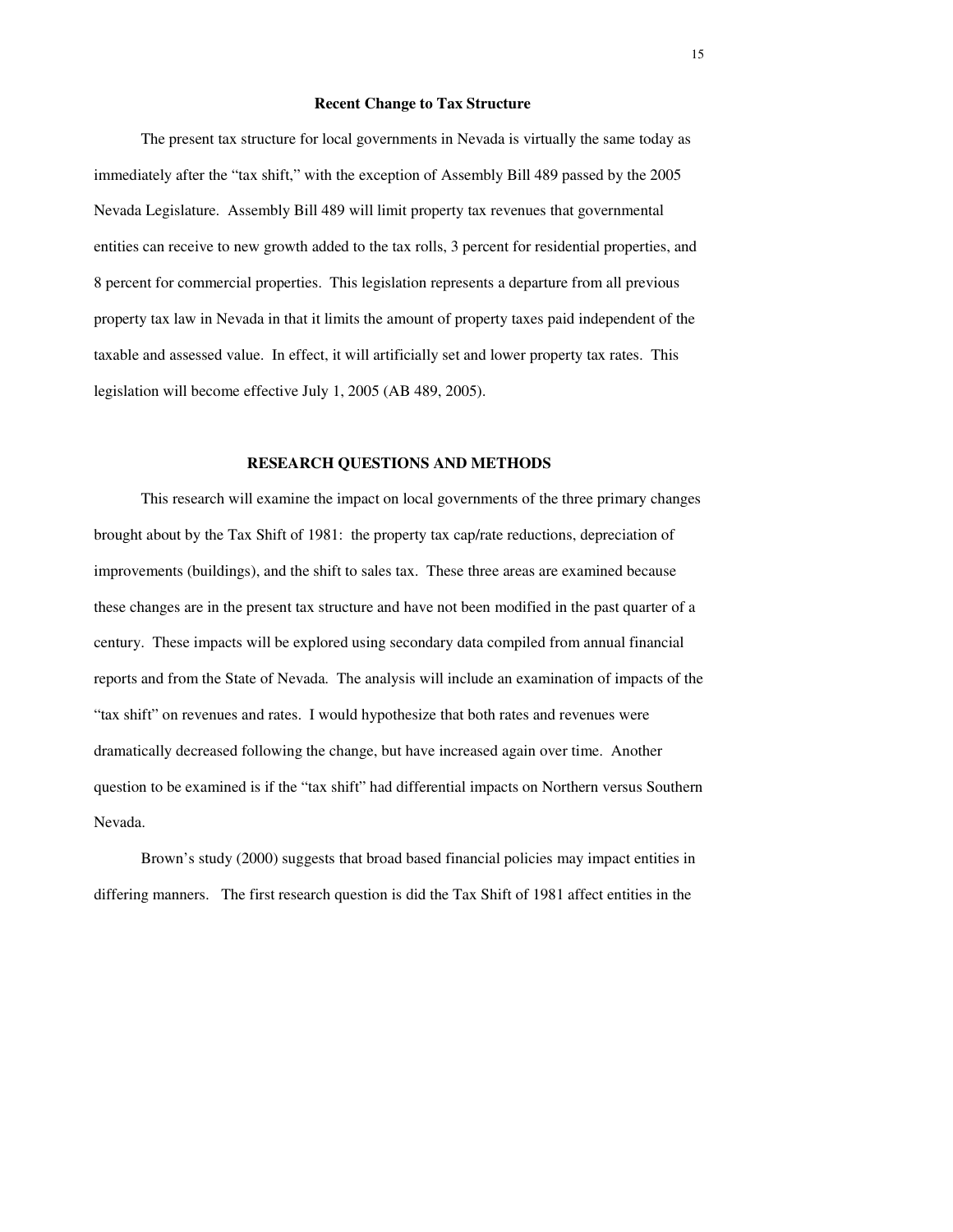### Recent Change to Tax Structure

The present tax structure for local governments in Nevada is virtually the same today as immediately after the "tax shift," with the exception of Assembly Bill 489 passed by the 2005 Nevada Legislature. Assembly Bill 489 will limit property tax revenues that governmental entities can receive to new growth added to the tax rolls, 3 percent for residential properties, and 8 percent for commercial properties. This legislation represents a departure from all previous property tax law in Nevada in that it limits the amount of property taxes paid independent of the taxable and assessed value. In effect, it will artificially set and lower property tax rates. This legislation will become effective July 1, 2005 (AB 489, 2005).

## RESEARCH QUESTIONS AND METHODS

This research will examine the impact on local governments of the three primary changes brought about by the Tax Shift of 1981: the property tax cap/rate reductions, depreciation of improvements (buildings), and the shift to sales tax. These three areas are examined because these changes are in the present tax structure and have not been modified in the past quarter of a century. These impacts will be explored using secondary data compiled from annual financial reports and from the State of Nevada. The analysis will include an examination of impacts of the "tax shift" on revenues and rates. I would hypothesize that both rates and revenues were dramatically decreased following the change, but have increased again over time. Another question to be examined is if the "tax shift" had differential impacts on Northern versus Southern Nevada.

Brown's study (2000) suggests that broad based financial policies may impact entities in differing manners. The first research question is did the Tax Shift of 1981 affect entities in the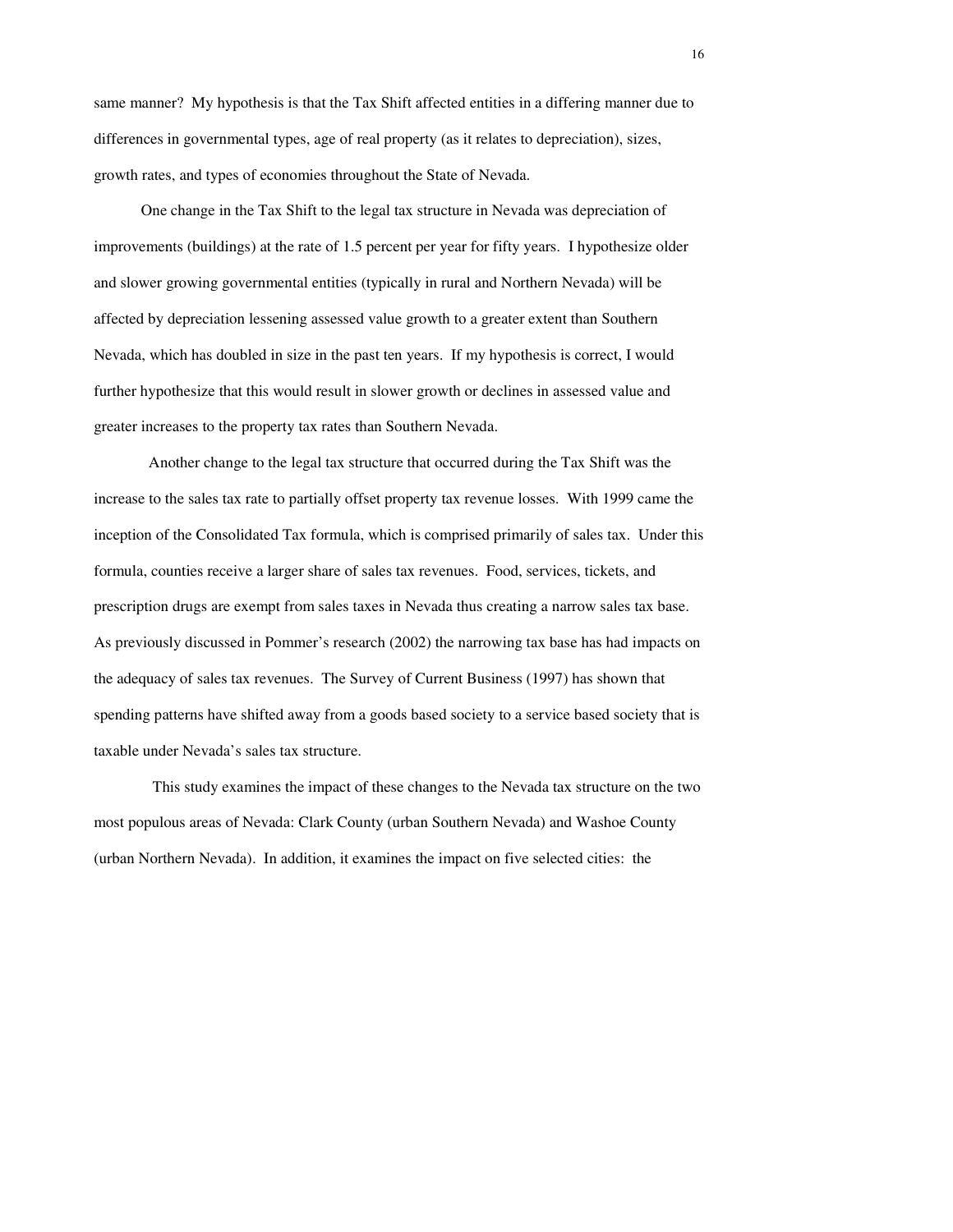same manner? My hypothesis is that the Tax Shift affected entities in a differing manner due to differences in governmental types, age of real property (as it relates to depreciation), sizes, growth rates, and types of economies throughout the State of Nevada.

One change in the Tax Shift to the legal tax structure in Nevada was depreciation of improvements (buildings) at the rate of 1.5 percent per year for fifty years. I hypothesize older and slower growing governmental entities (typically in rural and Northern Nevada) will be affected by depreciation lessening assessed value growth to a greater extent than Southern Nevada, which has doubled in size in the past ten years. If my hypothesis is correct, I would further hypothesize that this would result in slower growth or declines in assessed value and greater increases to the property tax rates than Southern Nevada.

Another change to the legal tax structure that occurred during the Tax Shift was the increase to the sales tax rate to partially offset property tax revenue losses. With 1999 came the inception of the Consolidated Tax formula, which is comprised primarily of sales tax. Under this formula, counties receive a larger share of sales tax revenues. Food, services, tickets, and prescription drugs are exempt from sales taxes in Nevada thus creating a narrow sales tax base. As previously discussed in Pommer's research (2002) the narrowing tax base has had impacts on the adequacy of sales tax revenues. The Survey of Current Business (1997) has shown that spending patterns have shifted away from a goods based society to a service based society that is taxable under Nevada's sales tax structure.

This study examines the impact of these changes to the Nevada tax structure on the two most populous areas of Nevada: Clark County (urban Southern Nevada) and Washoe County (urban Northern Nevada). In addition, it examines the impact on five selected cities: the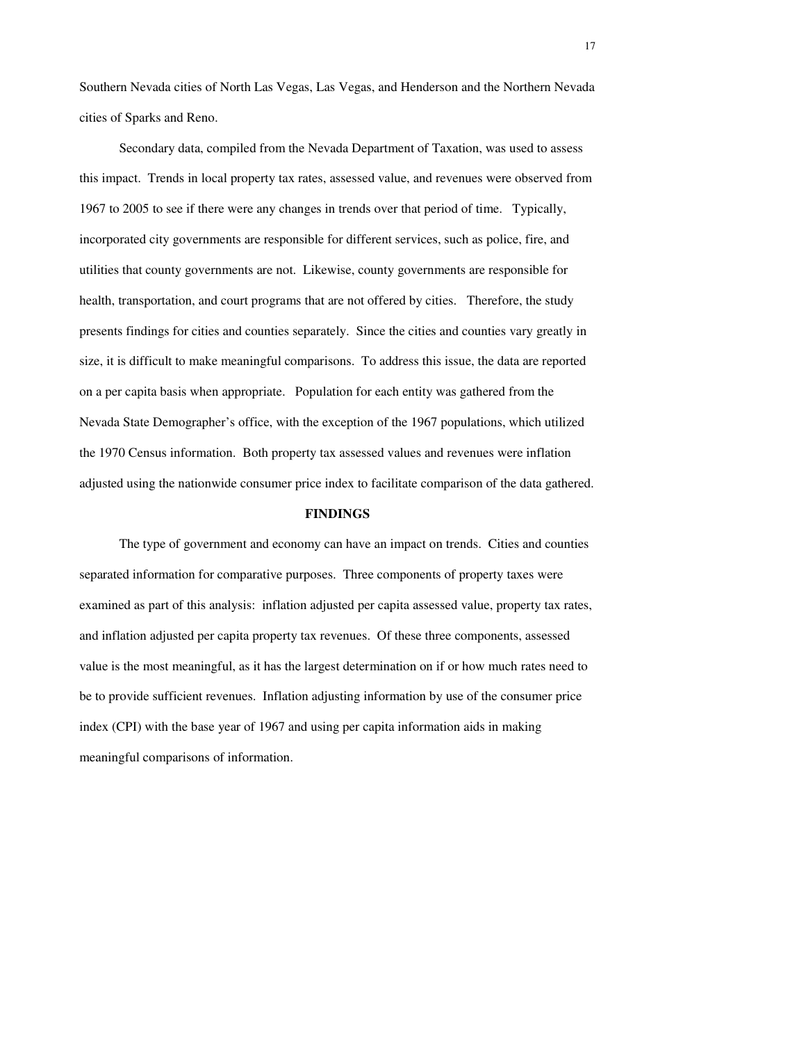Southern Nevada cities of North Las Vegas, Las Vegas, and Henderson and the Northern Nevada cities of Sparks and Reno.

Secondary data, compiled from the Nevada Department of Taxation, was used to assess this impact. Trends in local property tax rates, assessed value, and revenues were observed from 1967 to 2005 to see if there were any changes in trends over that period of time. Typically, incorporated city governments are responsible for different services, such as police, fire, and utilities that county governments are not. Likewise, county governments are responsible for health, transportation, and court programs that are not offered by cities. Therefore, the study presents findings for cities and counties separately. Since the cities and counties vary greatly in size, it is difficult to make meaningful comparisons. To address this issue, the data are reported on a per capita basis when appropriate. Population for each entity was gathered from the Nevada State Demographer's office, with the exception of the 1967 populations, which utilized the 1970 Census information. Both property tax assessed values and revenues were inflation adjusted using the nationwide consumer price index to facilitate comparison of the data gathered.

## FINDINGS

The type of government and economy can have an impact on trends. Cities and counties separated information for comparative purposes. Three components of property taxes were examined as part of this analysis: inflation adjusted per capita assessed value, property tax rates, and inflation adjusted per capita property tax revenues. Of these three components, assessed value is the most meaningful, as it has the largest determination on if or how much rates need to be to provide sufficient revenues. Inflation adjusting information by use of the consumer price index (CPI) with the base year of 1967 and using per capita information aids in making meaningful comparisons of information.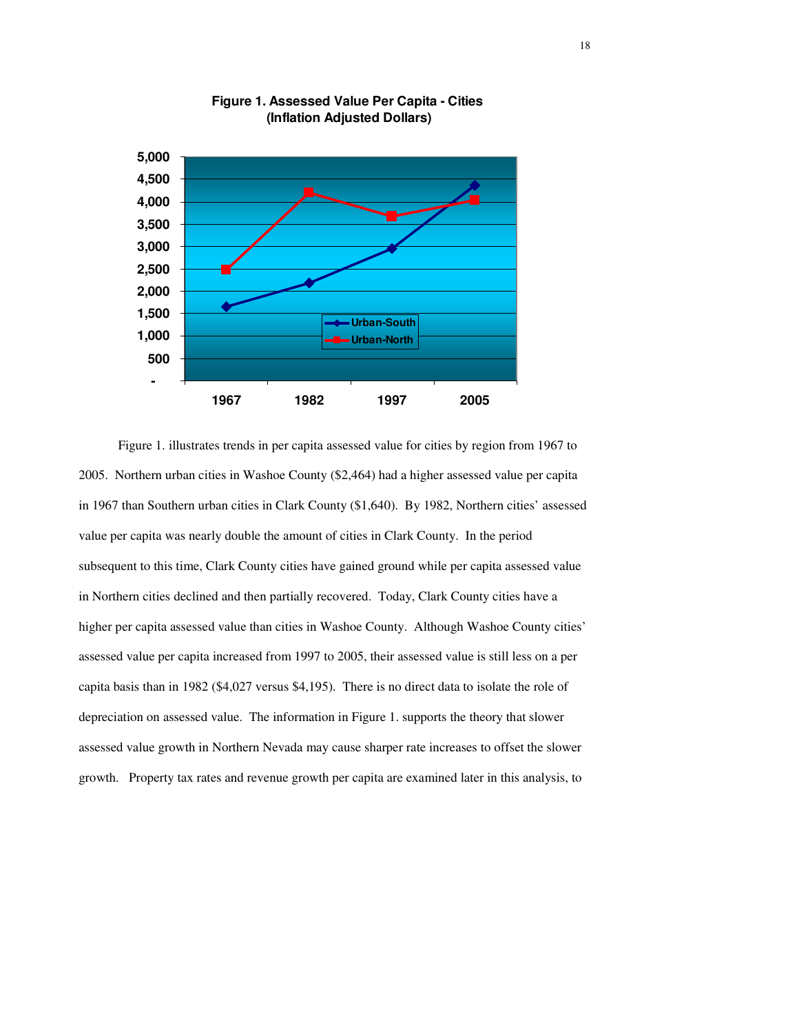**Figure 1. Assessed Value Per Capita - Cities (Inflation Adjusted Dollars)**

Figure 1. illustrates trends in per capita assessed value for cities by region from 1967 to 2005. Northern urban cities in Washoe County ($2,464) had a higher assessed value per capita in 1967 than Southern urban cities in Clark County ($1,640). By 1982, Northern cities' assessed value per capita was nearly double the amount of cities in Clark County. In the period subsequent to this time, Clark County cities have gained ground while per capita assessed value in Northern cities declined and then partially recovered. Today, Clark County cities have a higher per capita assessed value than cities in Washoe County. Although Washoe County cities' assessed value per capita increased from 1997 to 2005, their assessed value is still less on a per capita basis than in 1982 ($4,027 versus $4,195). There is no direct data to isolate the role of depreciation on assessed value. The information in Figure 1. supports the theory that slower assessed value growth in Northern Nevada may cause sharper rate increases to offset the slower growth. Property tax rates and revenue growth per capita are examined later in this analysis, to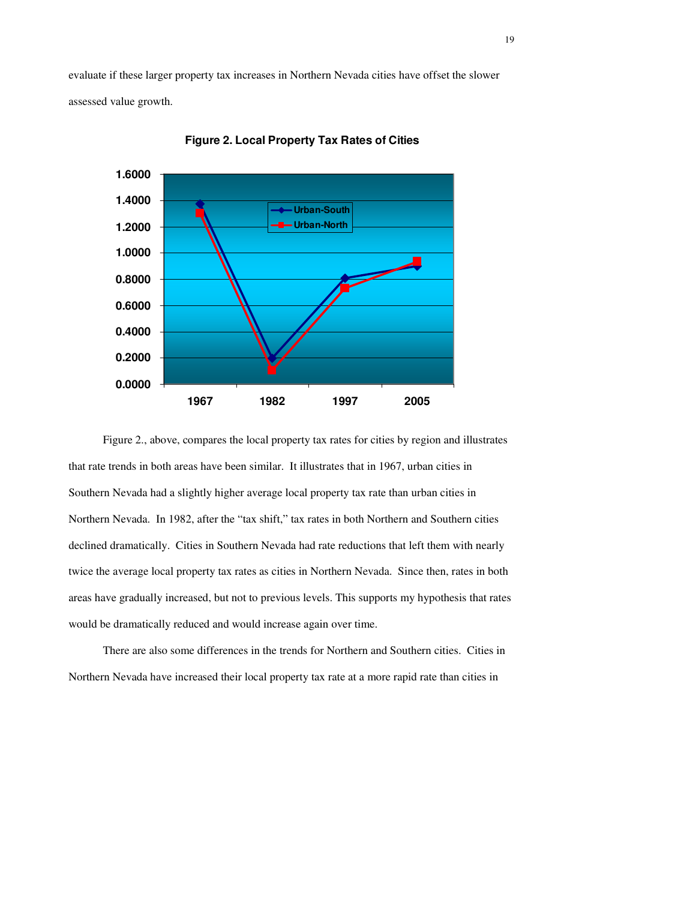evaluate if these larger property tax increases in Northern Nevada cities have offset the slower assessed value growth.

**Figure 2. Local Property Tax Rates of Cities**

Figure 2., above, compares the local property tax rates for cities by region and illustrates that rate trends in both areas have been similar. It illustrates that in 1967, urban cities in Southern Nevada had a slightly higher average local property tax rate than urban cities in Northern Nevada. In 1982, after the "tax shift," tax rates in both Northern and Southern cities declined dramatically. Cities in Southern Nevada had rate reductions that left them with nearly twice the average local property tax rates as cities in Northern Nevada. Since then, rates in both areas have gradually increased, but not to previous levels. This supports my hypothesis that rates would be dramatically reduced and would increase again over time.

There are also some differences in the trends for Northern and Southern cities. Cities in Northern Nevada have increased their local property tax rate at a more rapid rate than cities in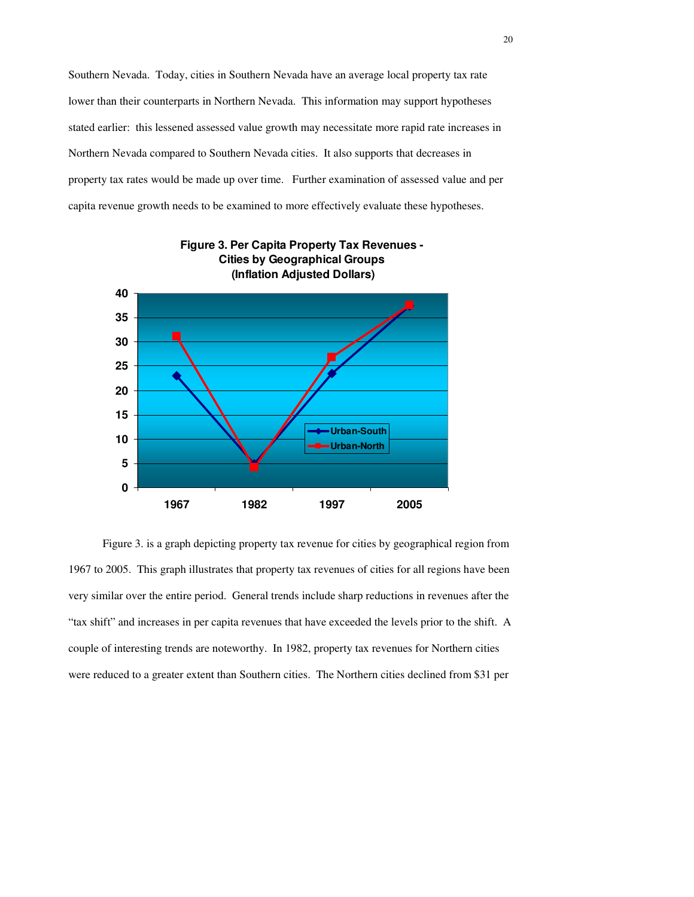Southern Nevada. Today, cities in Southern Nevada have an average local property tax rate lower than their counterparts in Northern Nevada. This information may support hypotheses stated earlier: this lessened assessed value growth may necessitate more rapid rate increases in Northern Nevada compared to Southern Nevada cities. It also supports that decreases in property tax rates would be made up over time. Further examination of assessed value and per capita revenue growth needs to be examined to more effectively evaluate these hypotheses.

**Figure 3. Per Capita Property Tax Revenues - Cities by Geographical Groups (Inflation Adjusted Dollars)**

Figure 3. is a graph depicting property tax revenue for cities by geographical region from 1967 to 2005. This graph illustrates that property tax revenues of cities for all regions have been very similar over the entire period. General trends include sharp reductions in revenues after the "tax shift" and increases in per capita revenues that have exceeded the levels prior to the shift. A couple of interesting trends are noteworthy. In 1982, property tax revenues for Northern cities were reduced to a greater extent than Southern cities. The Northern cities declined from $31 per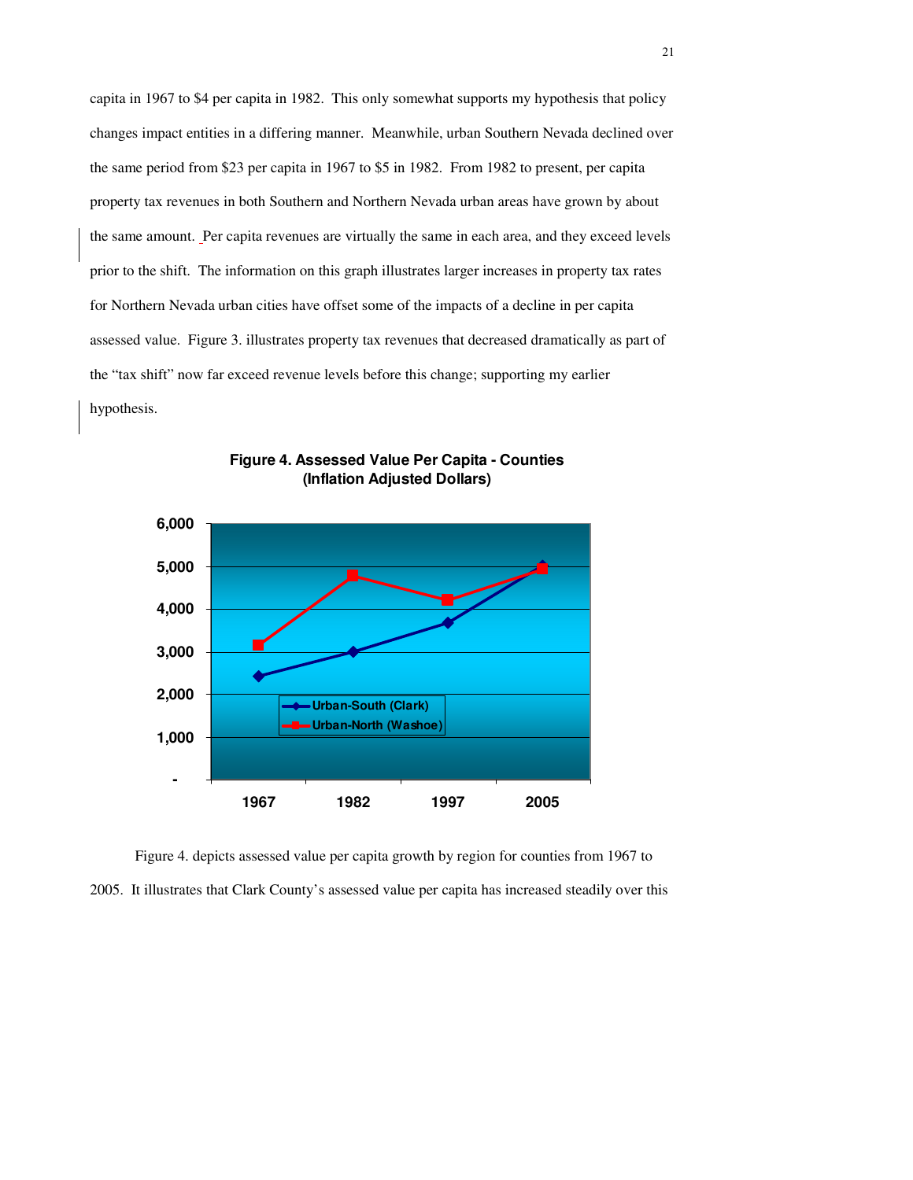capita in 1967 to $4 per capita in 1982. This only somewhat supports my hypothesis that policy changes impact entities in a differing manner. Meanwhile, urban Southern Nevada declined over the same period from $23 per capita in 1967 to $5 in 1982. From 1982 to present, per capita property tax revenues in both Southern and Northern Nevada urban areas have grown by about the same amount. Per capita revenues are virtually the same in each area, and they exceed levels prior to the shift. The information on this graph illustrates larger increases in property tax rates for Northern Nevada urban cities have offset some of the impacts of a decline in per capita assessed value. Figure 3. illustrates property tax revenues that decreased dramatically as part of the "tax shift" now far exceed revenue levels before this change; supporting my earlier hypothesis.

**Figure 4. Assessed Value Per Capita - Counties (Inflation Adjusted Dollars)**

Figure 4. depicts assessed value per capita growth by region for counties from 1967 to 2005. It illustrates that Clark County's assessed value per capita has increased steadily over this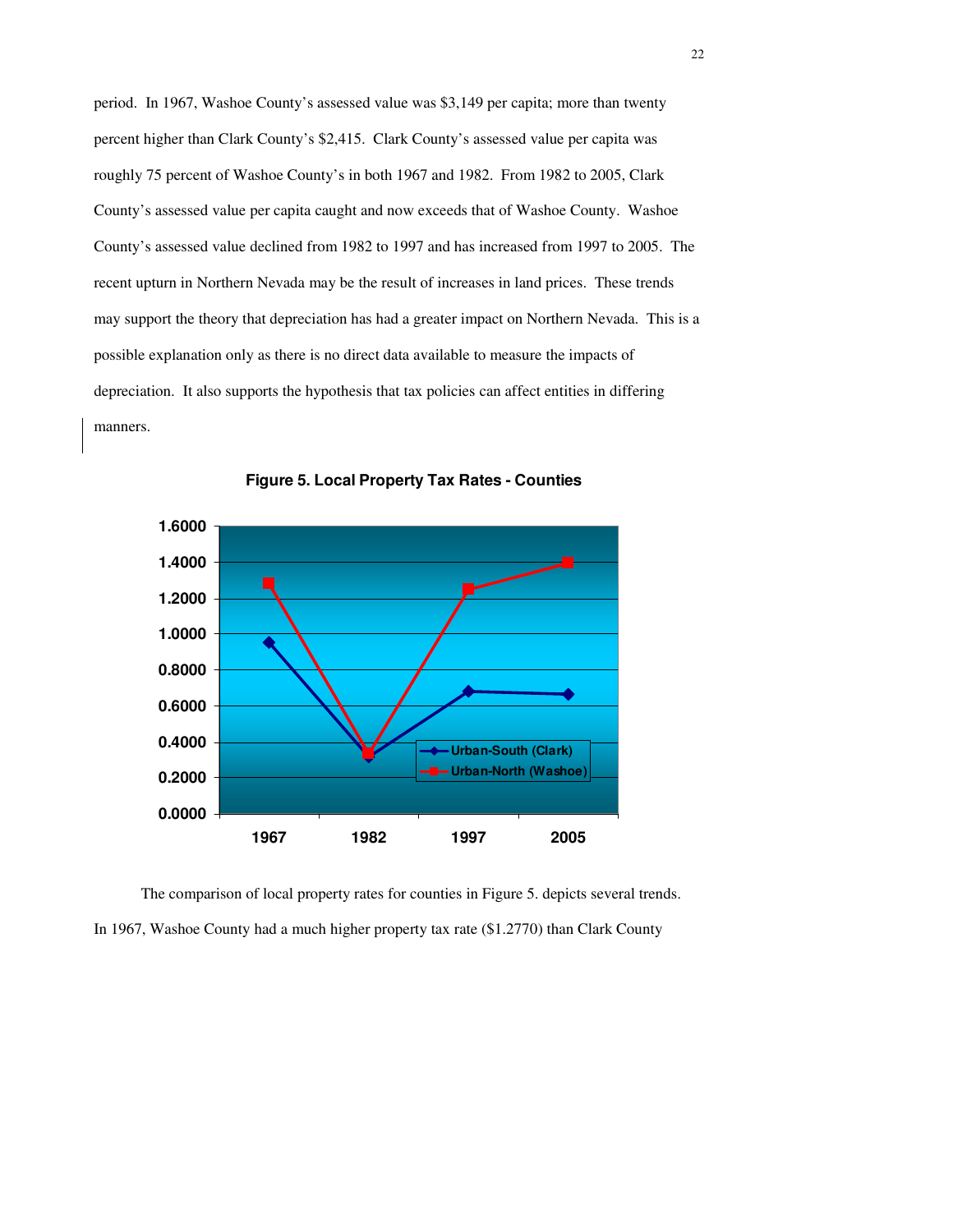period. In 1967, Washoe County's assessed value was $3,149 per capita; more than twenty percent higher than Clark County's $2,415. Clark County's assessed value per capita was roughly 75 percent of Washoe County's in both 1967 and 1982. From 1982 to 2005, Clark County's assessed value per capita caught and now exceeds that of Washoe County. Washoe County's assessed value declined from 1982 to 1997 and has increased from 1997 to 2005. The recent upturn in Northern Nevada may be the result of increases in land prices. These trends may support the theory that depreciation has had a greater impact on Northern Nevada. This is a possible explanation only as there is no direct data available to measure the impacts of depreciation. It also supports the hypothesis that tax policies can affect entities in differing manners.

**Figure 5. Local Property Tax Rates - Counties**

The comparison of local property rates for counties in Figure 5. depicts several trends. In 1967, Washoe County had a much higher property tax rate ($1.2770) than Clark County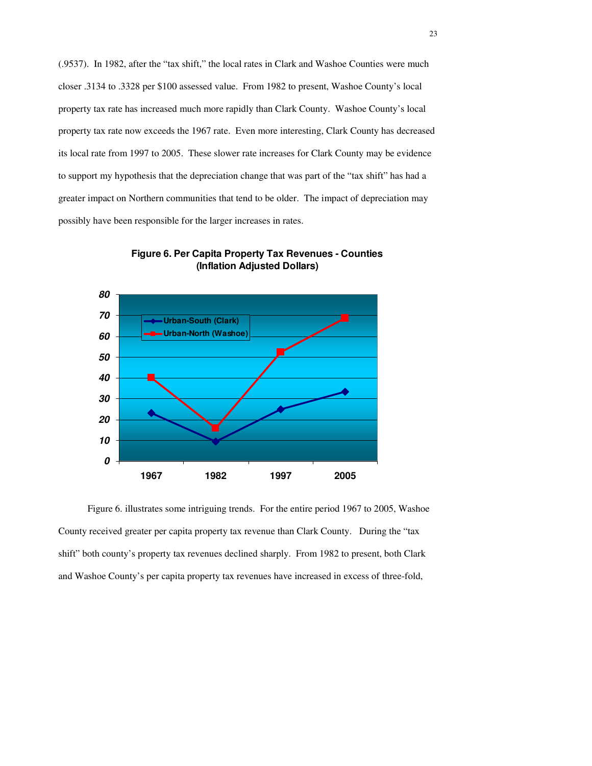(.9537). In 1982, after the "tax shift," the local rates in Clark and Washoe Counties were much closer .3134 to .3328 per $100 assessed value. From 1982 to present, Washoe County's local property tax rate has increased much more rapidly than Clark County. Washoe County's local property tax rate now exceeds the 1967 rate. Even more interesting, Clark County has decreased its local rate from 1997 to 2005. These slower rate increases for Clark County may be evidence to support my hypothesis that the depreciation change that was part of the "tax shift" has had a greater impact on Northern communities that tend to be older. The impact of depreciation may possibly have been responsible for the larger increases in rates.

**Figure 6. Per Capita Property Tax Revenues - Counties (Inflation Adjusted Dollars)**

Figure 6. illustrates some intriguing trends. For the entire period 1967 to 2005, Washoe County received greater per capita property tax revenue than Clark County. During the "tax shift" both county's property tax revenues declined sharply. From 1982 to present, both Clark and Washoe County's per capita property tax revenues have increased in excess of three-fold,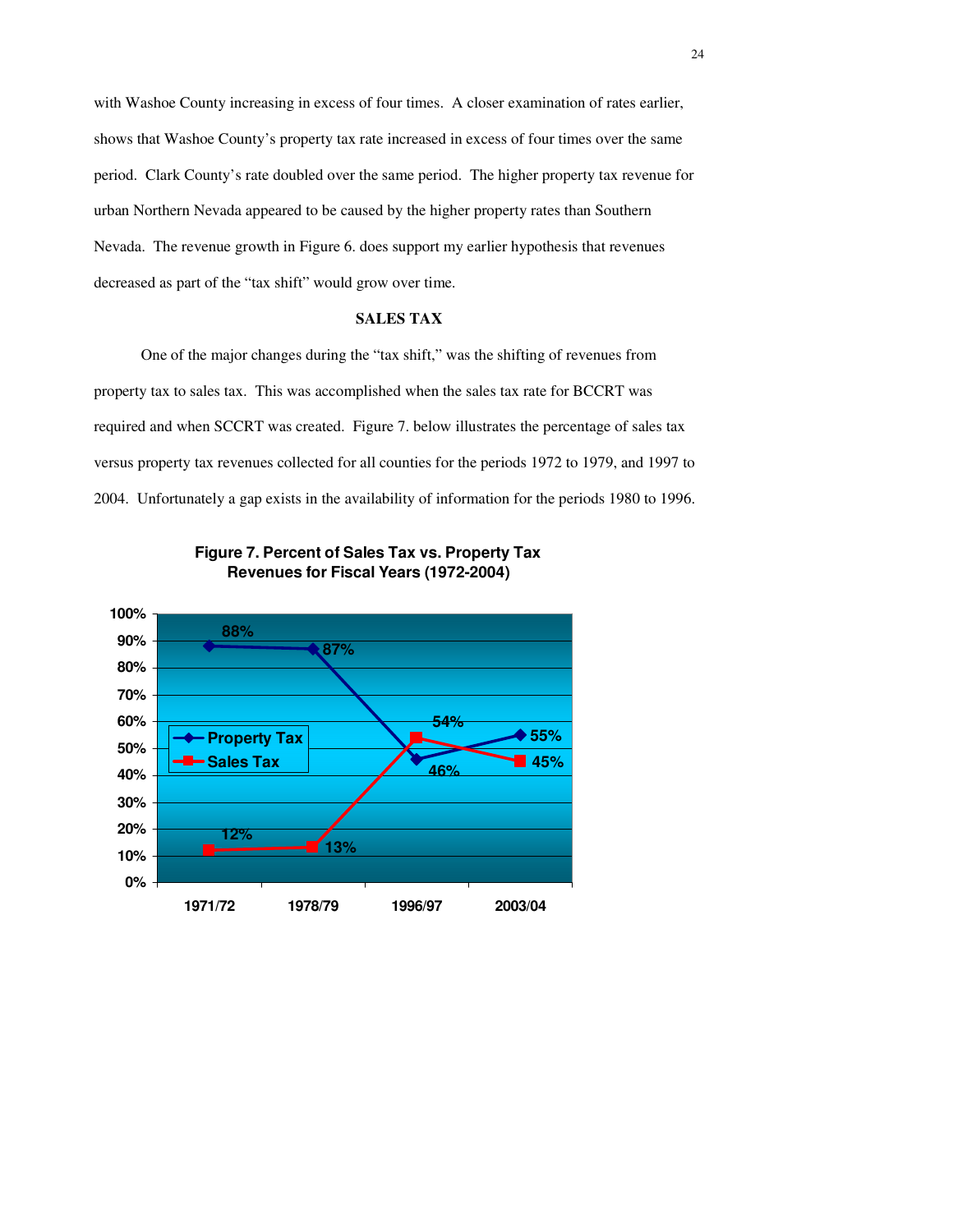with Washoe County increasing in excess of four times. A closer examination of rates earlier, shows that Washoe County's property tax rate increased in excess of four times over the same period. Clark County's rate doubled over the same period. The higher property tax revenue for urban Northern Nevada appeared to be caused by the higher property rates than Southern Nevada. The revenue growth in Figure 6. does support my earlier hypothesis that revenues decreased as part of the "tax shift" would grow over time.

## SALES TAX

One of the major changes during the "tax shift," was the shifting of revenues from property tax to sales tax. This was accomplished when the sales tax rate for BCCRT was required and when SCCRT was created. Figure 7. below illustrates the percentage of sales tax versus property tax revenues collected for all counties for the periods 1972 to 1979, and 1997 to 2004. Unfortunately a gap exists in the availability of information for the periods 1980 to 1996.

**Figure 7. Percent of Sales Tax vs. Property Tax Revenues for Fiscal Years (1972-2004)**

| | 1971/72 | 1978/79 | 1996/97 | 2003/04 |
|---|---|---|---|---|
| Property Tax | 88% | 87% | 46% | 55% |
| Sales Tax | 12% | 13% | 54% | 45% |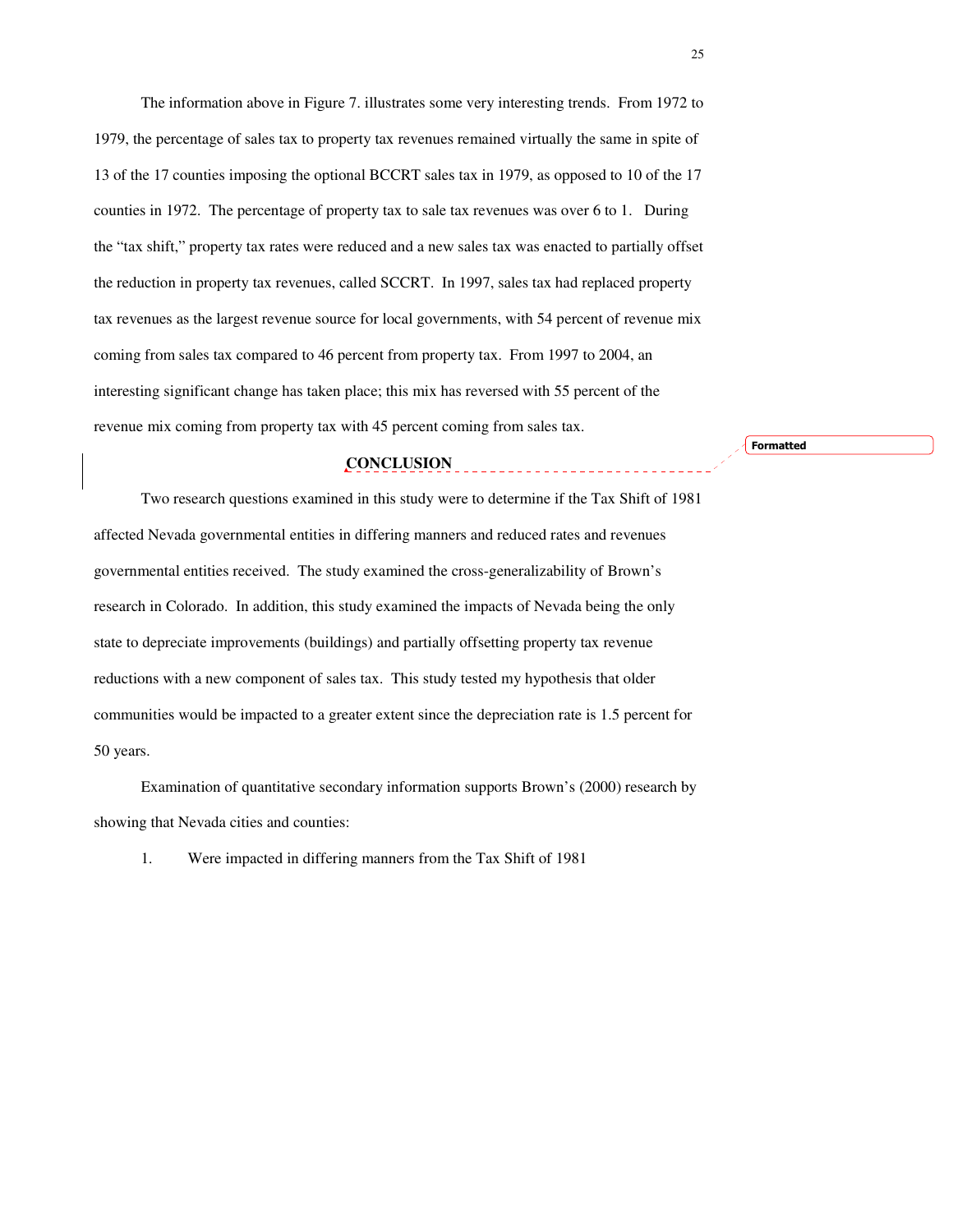The information above in Figure 7. illustrates some very interesting trends. From 1972 to 1979, the percentage of sales tax to property tax revenues remained virtually the same in spite of 13 of the 17 counties imposing the optional BCCRT sales tax in 1979, as opposed to 10 of the 17 counties in 1972. The percentage of property tax to sale tax revenues was over 6 to 1. During the "tax shift," property tax rates were reduced and a new sales tax was enacted to partially offset the reduction in property tax revenues, called SCCRT. In 1997, sales tax had replaced property tax revenues as the largest revenue source for local governments, with 54 percent of revenue mix coming from sales tax compared to 46 percent from property tax. From 1997 to 2004, an interesting significant change has taken place; this mix has reversed with 55 percent of the revenue mix coming from property tax with 45 percent coming from sales tax.

## CONCLUSION

Two research questions examined in this study were to determine if the Tax Shift of 1981 affected Nevada governmental entities in differing manners and reduced rates and revenues governmental entities received. The study examined the cross-generalizability of Brown's research in Colorado. In addition, this study examined the impacts of Nevada being the only state to depreciate improvements (buildings) and partially offsetting property tax revenue reductions with a new component of sales tax. This study tested my hypothesis that older communities would be impacted to a greater extent since the depreciation rate is 1.5 percent for 50 years.

Examination of quantitative secondary information supports Brown's (2000) research by showing that Nevada cities and counties:

1. Were impacted in differing manners from the Tax Shift of 1981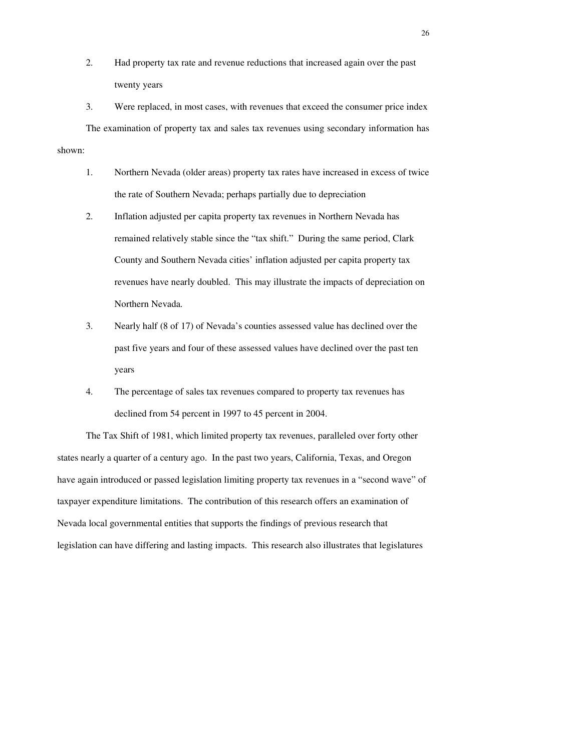2. Had property tax rate and revenue reductions that increased again over the past twenty years
3. Were replaced, in most cases, with revenues that exceed the consumer price index

The examination of property tax and sales tax revenues using secondary information has shown:

1. Northern Nevada (older areas) property tax rates have increased in excess of twice the rate of Southern Nevada; perhaps partially due to depreciation
2. Inflation adjusted per capita property tax revenues in Northern Nevada has remained relatively stable since the "tax shift." During the same period, Clark County and Southern Nevada cities' inflation adjusted per capita property tax revenues have nearly doubled. This may illustrate the impacts of depreciation on Northern Nevada.
3. Nearly half (8 of 17) of Nevada's counties assessed value has declined over the past five years and four of these assessed values have declined over the past ten years
4. The percentage of sales tax revenues compared to property tax revenues has declined from 54 percent in 1997 to 45 percent in 2004.

The Tax Shift of 1981, which limited property tax revenues, paralleled over forty other states nearly a quarter of a century ago. In the past two years, California, Texas, and Oregon have again introduced or passed legislation limiting property tax revenues in a "second wave" of taxpayer expenditure limitations. The contribution of this research offers an examination of Nevada local governmental entities that supports the findings of previous research that legislation can have differing and lasting impacts. This research also illustrates that legislatures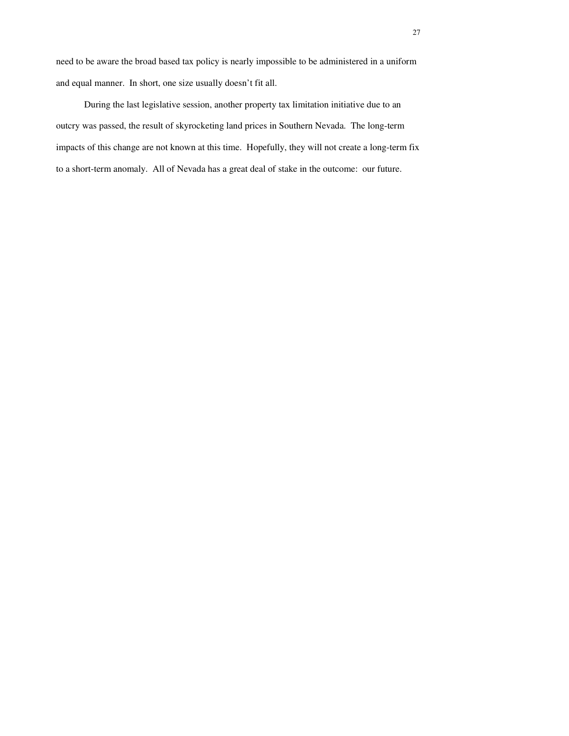need to be aware the broad based tax policy is nearly impossible to be administered in a uniform and equal manner. In short, one size usually doesn't fit all.

During the last legislative session, another property tax limitation initiative due to an outcry was passed, the result of skyrocketing land prices in Southern Nevada. The long-term impacts of this change are not known at this time. Hopefully, they will not create a long-term fix to a short-term anomaly. All of Nevada has a great deal of stake in the outcome: our future.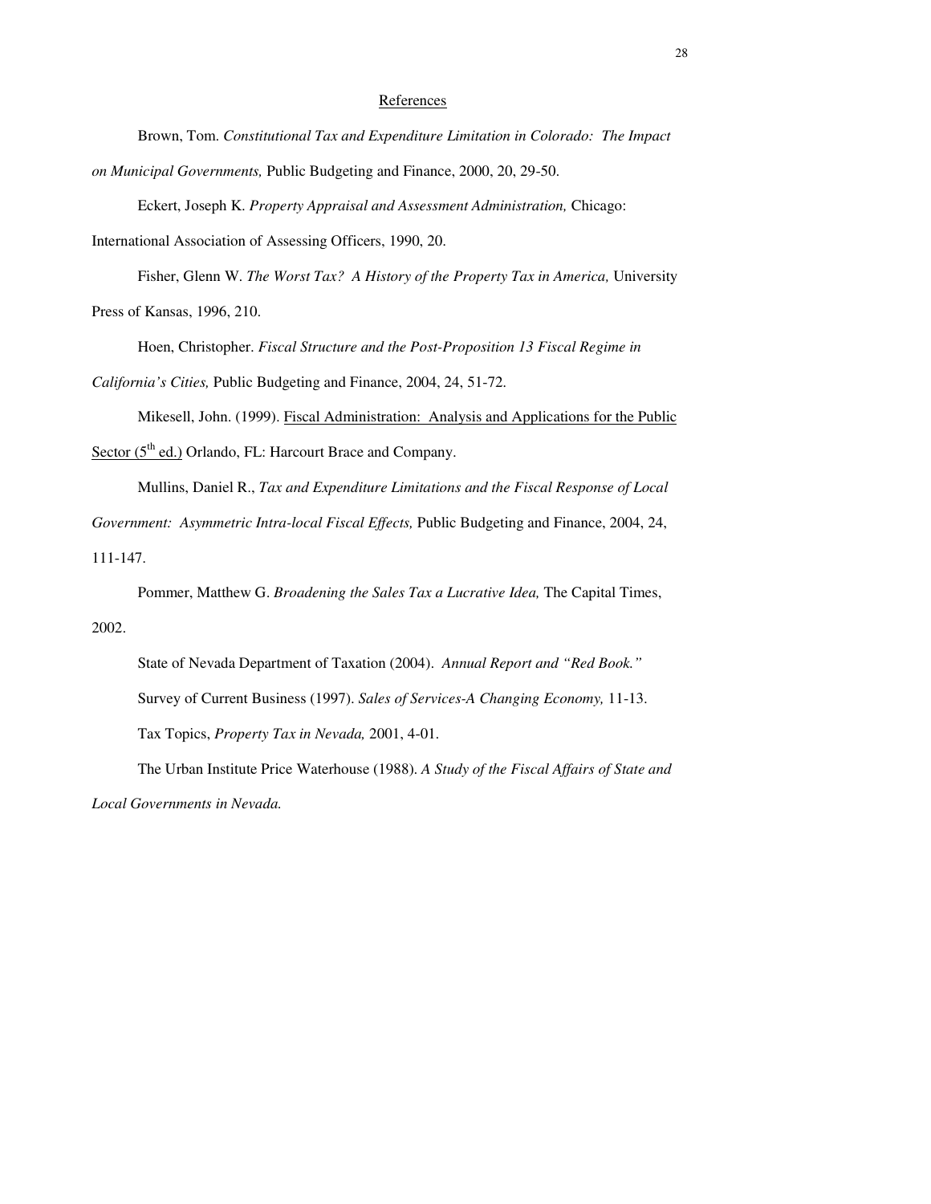## References

Brown, Tom. *Constitutional Tax and Expenditure Limitation in Colorado: The Impact on Municipal Governments,* Public Budgeting and Finance, 2000, 20, 29-50.

Eckert, Joseph K. *Property Appraisal and Assessment Administration,* Chicago: International Association of Assessing Officers, 1990, 20.

Fisher, Glenn W. *The Worst Tax? A History of the Property Tax in America,* University Press of Kansas, 1996, 210.

Hoen, Christopher. *Fiscal Structure and the Post-Proposition 13 Fiscal Regime in California's Cities,* Public Budgeting and Finance, 2004, 24, 51-72.

Mikesell, John. (1999). Fiscal Administration: Analysis and Applications for the Public Sector (5th ed.) Orlando, FL: Harcourt Brace and Company.

Mullins, Daniel R., *Tax and Expenditure Limitations and the Fiscal Response of Local Government: Asymmetric Intra-local Fiscal Effects,* Public Budgeting and Finance, 2004, 24, 111-147.

Pommer, Matthew G. *Broadening the Sales Tax a Lucrative Idea,* The Capital Times, 2002.

State of Nevada Department of Taxation (2004). *Annual Report and "Red Book."*

Survey of Current Business (1997). *Sales of Services-A Changing Economy,* 11-13.

Tax Topics, *Property Tax in Nevada,* 2001, 4-01.

The Urban Institute Price Waterhouse (1988). *A Study of the Fiscal Affairs of State and Local Governments in Nevada.*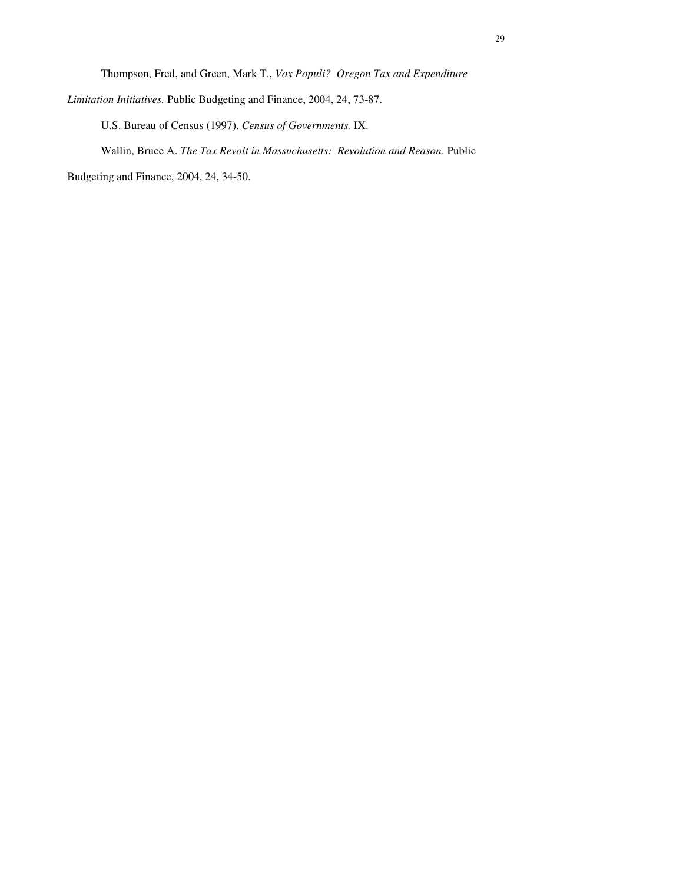Thompson, Fred, and Green, Mark T., *Vox Populi? Oregon Tax and Expenditure Limitation Initiatives.* Public Budgeting and Finance, 2004, 24, 73-87.

U.S. Bureau of Census (1997). *Census of Governments.* IX.

Wallin, Bruce A. *The Tax Revolt in Massuchusetts: Revolution and Reason*. Public Budgeting and Finance, 2004, 24, 34-50.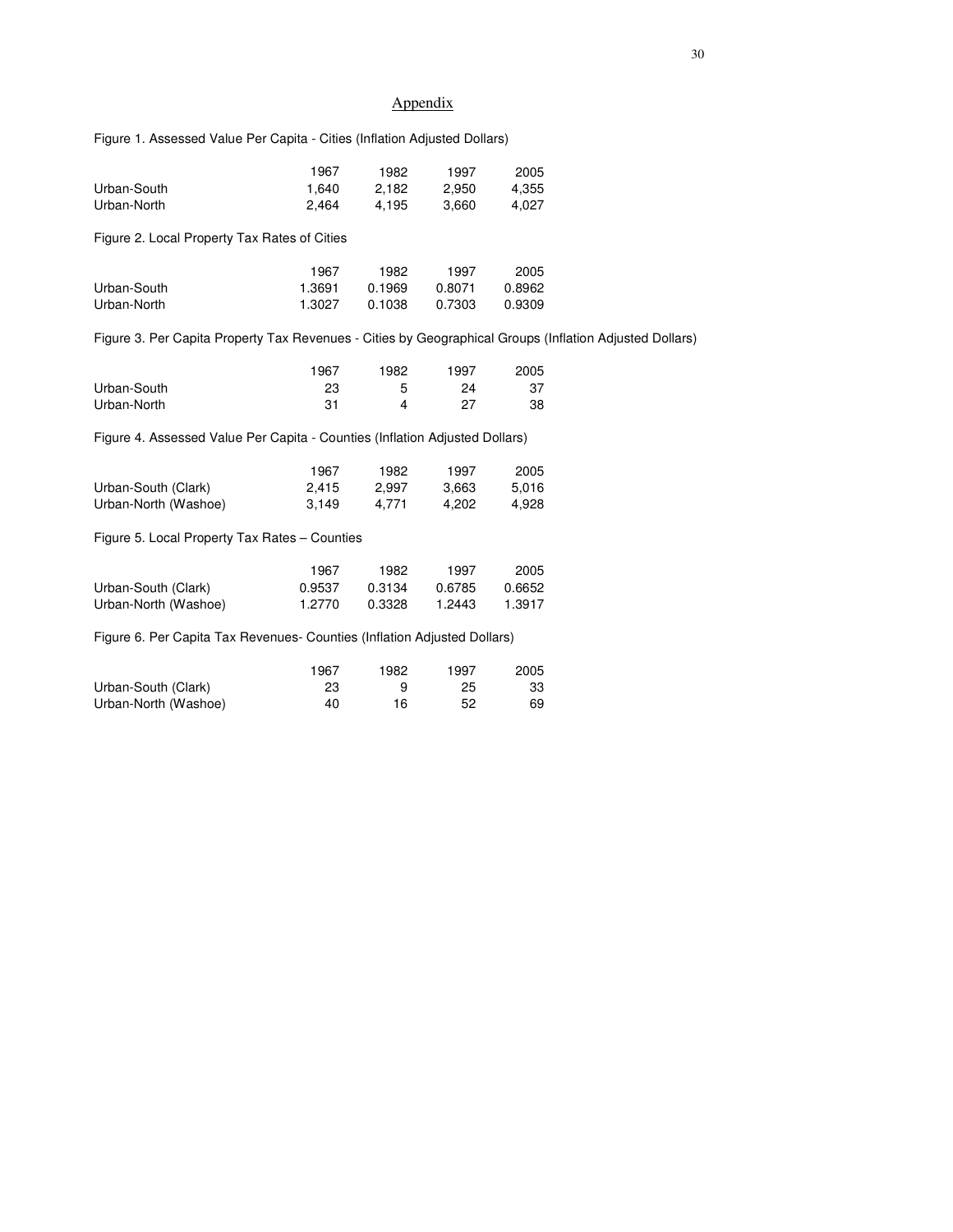## Appendix

Figure 1. Assessed Value Per Capita - Cities (Inflation Adjusted Dollars)

| | 1967 | 1982 | 1997 | 2005 |
|---|---|---|---|---|
| Urban-South | 1,640 | 2,182 | 2,950 | 4,355 |
| Urban-North | 2,464 | 4,195 | 3,660 | 4,027 |

Figure 2. Local Property Tax Rates of Cities

| | 1967 | 1982 | 1997 | 2005 |
|---|---|---|---|---|
| Urban-South | 1.3691 | 0.1969 | 0.8071 | 0.8962 |
| Urban-North | 1.3027 | 0.1038 | 0.7303 | 0.9309 |

Figure 3. Per Capita Property Tax Revenues - Cities by Geographical Groups (Inflation Adjusted Dollars)

| | 1967 | 1982 | 1997 | 2005 |
|---|---|---|---|---|
| Urban-South | 23 | 5 | 24 | 37 |
| Urban-North | 31 | 4 | 27 | 38 |

Figure 4. Assessed Value Per Capita - Counties (Inflation Adjusted Dollars)

| | 1967 | 1982 | 1997 | 2005 |
|---|---|---|---|---|
| Urban-South (Clark) | 2,415 | 2,997 | 3,663 | 5,016 |
| Urban-North (Washoe) | 3,149 | 4,771 | 4,202 | 4,928 |

Figure 5. Local Property Tax Rates – Counties

| | 1967 | 1982 | 1997 | 2005 |
|---|---|---|---|---|
| Urban-South (Clark) | 0.9537 | 0.3134 | 0.6785 | 0.6652 |
| Urban-North (Washoe) | 1.2770 | 0.3328 | 1.2443 | 1.3917 |

Figure 6. Per Capita Tax Revenues- Counties (Inflation Adjusted Dollars)

| | 1967 | 1982 | 1997 | 2005 |
|---|---|---|---|---|
| Urban-South (Clark) | 23 | 9 | 25 | 33 |
| Urban-North (Washoe) | 40 | 16 | 52 | 69 |